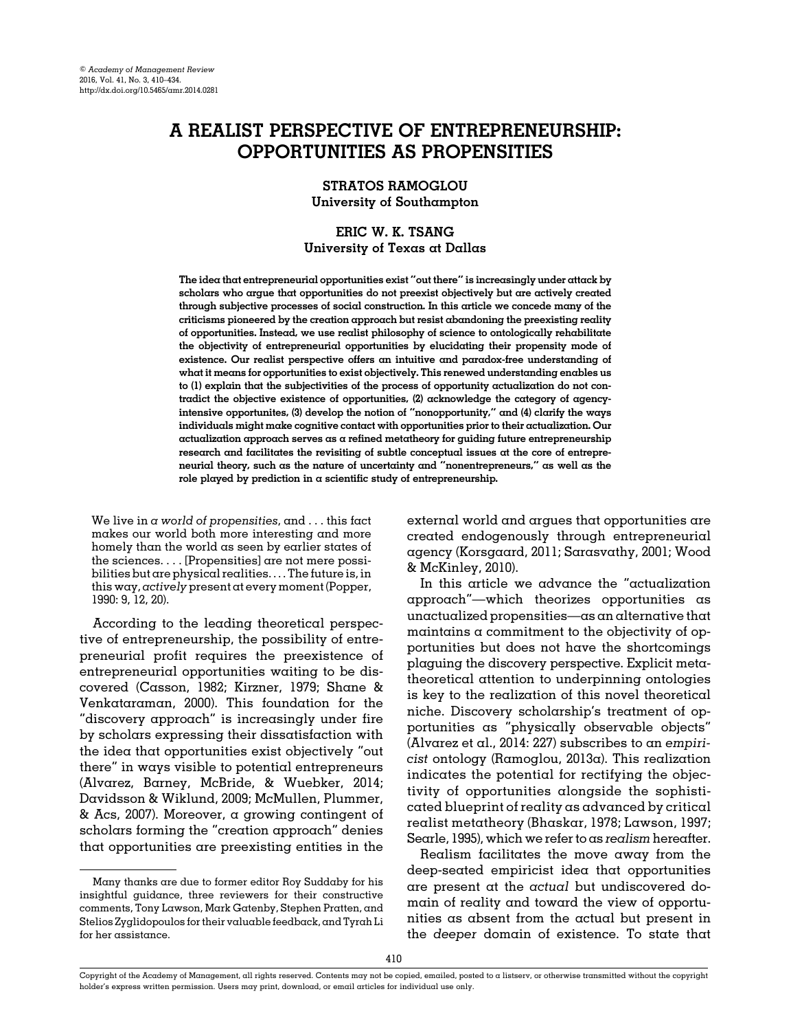# A REALIST PERSPECTIVE OF ENTREPRENEURSHIP: OPPORTUNITIES AS PROPENSITIES

**STRATOS RAMOGLOU**
**University of Southampton**

**ERIC W. K. TSANG**
**University of Texas at Dallas**

**The idea that entrepreneurial opportunities exist "out there" is increasingly under attack by scholars who argue that opportunities do not preexist objectively but are actively created through subjective processes of social construction. In this article we concede many of the criticisms pioneered by the creation approach but resist abandoning the preexisting reality of opportunities. Instead, we use realist philosophy of science to ontologically rehabilitate the objectivity of entrepreneurial opportunities by elucidating their propensity mode of existence. Our realist perspective offers an intuitive and paradox-free understanding of what it means for opportunities to exist objectively. This renewed understanding enables us to (1) explain that the subjectivities of the process of opportunity actualization do not contradict the objective existence of opportunities, (2) acknowledge the category of agency-intensive opportunites, (3) develop the notion of "nonopportunity," and (4) clarify the ways individuals might make cognitive contact with opportunities prior to their actualization. Our actualization approach serves as a refined metatheory for guiding future entrepreneurship research and facilitates the revisiting of subtle conceptual issues at the core of entrepreneurial theory, such as the nature of uncertainty and "nonentrepreneurs," as well as the role played by prediction in a scientific study of entrepreneurship.**

> We live in *a world of propensities*, and . . . this fact makes our world both more interesting and more homely than the world as seen by earlier states of the sciences. . . . [Propensities] are not mere possibilities but are physical realities. . . . The future is, in this way, *actively* present at every moment (Popper, 1990: 9, 12, 20).

According to the leading theoretical perspective of entrepreneurship, the possibility of entrepreneurial profit requires the preexistence of entrepreneurial opportunities waiting to be discovered (Casson, 1982; Kirzner, 1979; Shane & Venkataraman, 2000). This foundation for the "discovery approach" is increasingly under fire by scholars expressing their dissatisfaction with the idea that opportunities exist objectively "out there" in ways visible to potential entrepreneurs (Alvarez, Barney, McBride, & Wuebker, 2014; Davidsson & Wiklund, 2009; McMullen, Plummer, & Acs, 2007). Moreover, a growing contingent of scholars forming the "creation approach" denies that opportunities are preexisting entities in the external world and argues that opportunities are created endogenously through entrepreneurial agency (Korsgaard, 2011; Sarasvathy, 2001; Wood & McKinley, 2010).

In this article we advance the "actualization approach"—which theorizes opportunities as unactualized propensities—as an alternative that maintains a commitment to the objectivity of opportunities but does not have the shortcomings plaguing the discovery perspective. Explicit metatheoretical attention to underpinning ontologies is key to the realization of this novel theoretical niche. Discovery scholarship's treatment of opportunities as "physically observable objects" (Alvarez et al., 2014: 227) subscribes to an *empiricist* ontology (Ramoglou, 2013a). This realization indicates the potential for rectifying the objectivity of opportunities alongside the sophisticated blueprint of reality as advanced by critical realist metatheory (Bhaskar, 1978; Lawson, 1997; Searle, 1995), which we refer to as *realism* hereafter.

Realism facilitates the move away from the deep-seated empiricist idea that opportunities are present at the *actual* but undiscovered domain of reality and toward the view of opportunities as absent from the actual but present in the *deeper* domain of existence. To state that

Many thanks are due to former editor Roy Suddaby for his insightful guidance, three reviewers for their constructive comments, Tony Lawson, Mark Gatenby, Stephen Pratten, and Stelios Zyglidopoulos for their valuable feedback, and Tyrah Li for her assistance.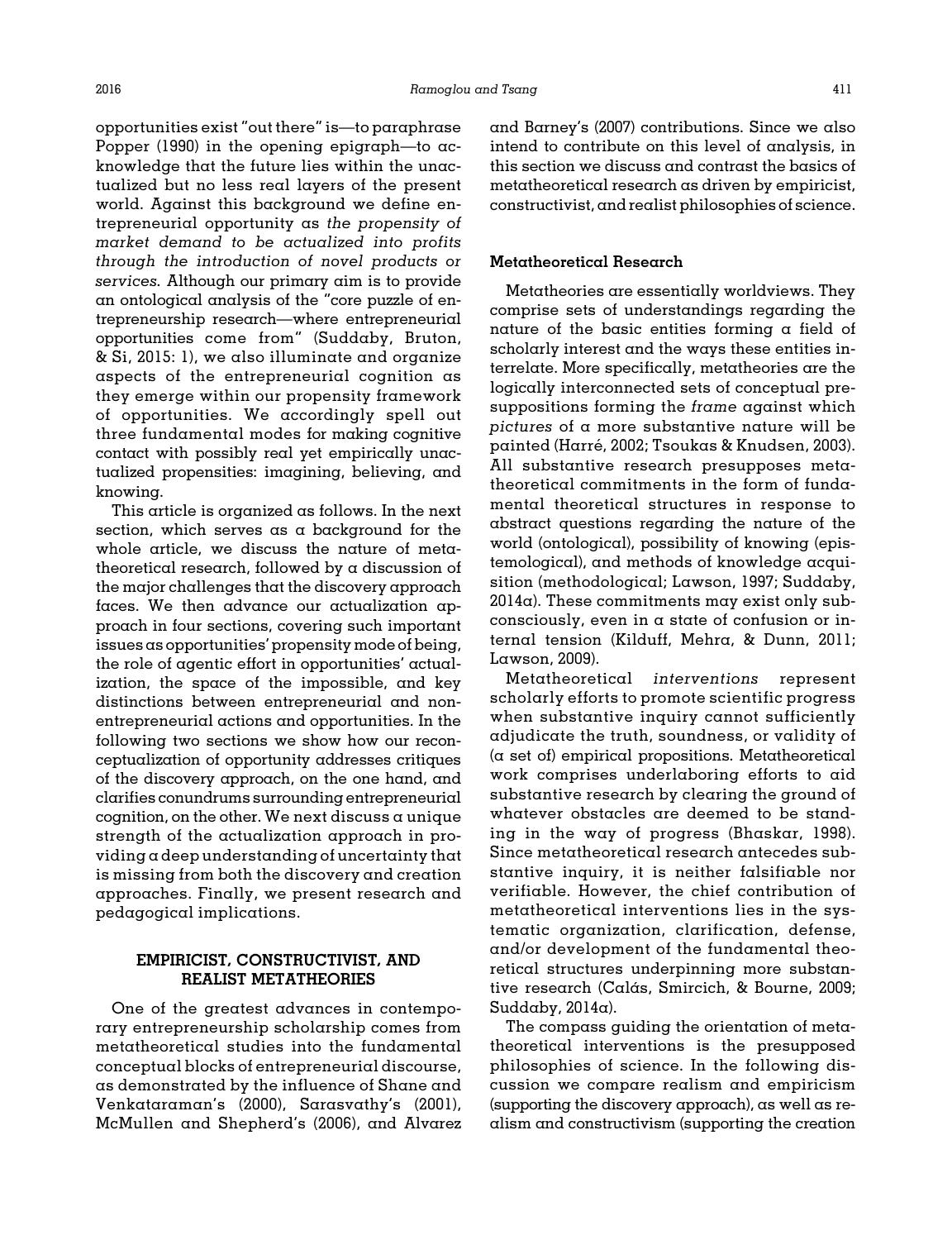opportunities exist "out there" is—to paraphrase Popper (1990) in the opening epigraph—to acknowledge that the future lies within the unactualized but no less real layers of the present world. Against this background we define entrepreneurial opportunity as *the propensity of market demand to be actualized into profits through the introduction of novel products or services*. Although our primary aim is to provide an ontological analysis of the "core puzzle of entrepreneurship research—where entrepreneurial opportunities come from" (Suddaby, Bruton, & Si, 2015: 1), we also illuminate and organize aspects of the entrepreneurial cognition as they emerge within our propensity framework of opportunities. We accordingly spell out three fundamental modes for making cognitive contact with possibly real yet empirically unactualized propensities: imagining, believing, and knowing.

This article is organized as follows. In the next section, which serves as a background for the whole article, we discuss the nature of metatheoretical research, followed by a discussion of the major challenges that the discovery approach faces. We then advance our actualization approach in four sections, covering such important issues as opportunities' propensity mode of being, the role of agentic effort in opportunities' actualization, the space of the impossible, and key distinctions between entrepreneurial and nonentrepreneurial actions and opportunities. In the following two sections we show how our reconceptualization of opportunity addresses critiques of the discovery approach, on the one hand, and clarifies conundrums surrounding entrepreneurial cognition, on the other. We next discuss a unique strength of the actualization approach in providing a deep understanding of uncertainty that is missing from both the discovery and creation approaches. Finally, we present research and pedagogical implications.

## EMPIRICIST, CONSTRUCTIVIST, AND REALIST METATHEORIES

One of the greatest advances in contemporary entrepreneurship scholarship comes from metatheoretical studies into the fundamental conceptual blocks of entrepreneurial discourse, as demonstrated by the influence of Shane and Venkataraman's (2000), Sarasvathy's (2001), McMullen and Shepherd's (2006), and Alvarez and Barney's (2007) contributions. Since we also intend to contribute on this level of analysis, in this section we discuss and contrast the basics of metatheoretical research as driven by empiricist, constructivist, and realist philosophies of science.

### Metatheoretical Research

Metatheories are essentially worldviews. They comprise sets of understandings regarding the nature of the basic entities forming a field of scholarly interest and the ways these entities interrelate. More specifically, metatheories are the logically interconnected sets of conceptual presuppositions forming the *frame* against which *pictures* of a more substantive nature will be painted (Harré, 2002; Tsoukas & Knudsen, 2003). All substantive research presupposes metatheoretical commitments in the form of fundamental theoretical structures in response to abstract questions regarding the nature of the world (ontological), possibility of knowing (epistemological), and methods of knowledge acquisition (methodological; Lawson, 1997; Suddaby, 2014a). These commitments may exist only subconsciously, even in a state of confusion or internal tension (Kilduff, Mehra, & Dunn, 2011; Lawson, 2009).

Metatheoretical *interventions* represent scholarly efforts to promote scientific progress when substantive inquiry cannot sufficiently adjudicate the truth, soundness, or validity of (a set of) empirical propositions. Metatheoretical work comprises underlaboring efforts to aid substantive research by clearing the ground of whatever obstacles are deemed to be standing in the way of progress (Bhaskar, 1998). Since metatheoretical research antecedes substantive inquiry, it is neither falsifiable nor verifiable. However, the chief contribution of metatheoretical interventions lies in the systematic organization, clarification, defense, and/or development of the fundamental theoretical structures underpinning more substantive research (Calás, Smircich, & Bourne, 2009; Suddaby, 2014a).

The compass guiding the orientation of metatheoretical interventions is the presupposed philosophies of science. In the following discussion we compare realism and empiricism (supporting the discovery approach), as well as realism and constructivism (supporting the creation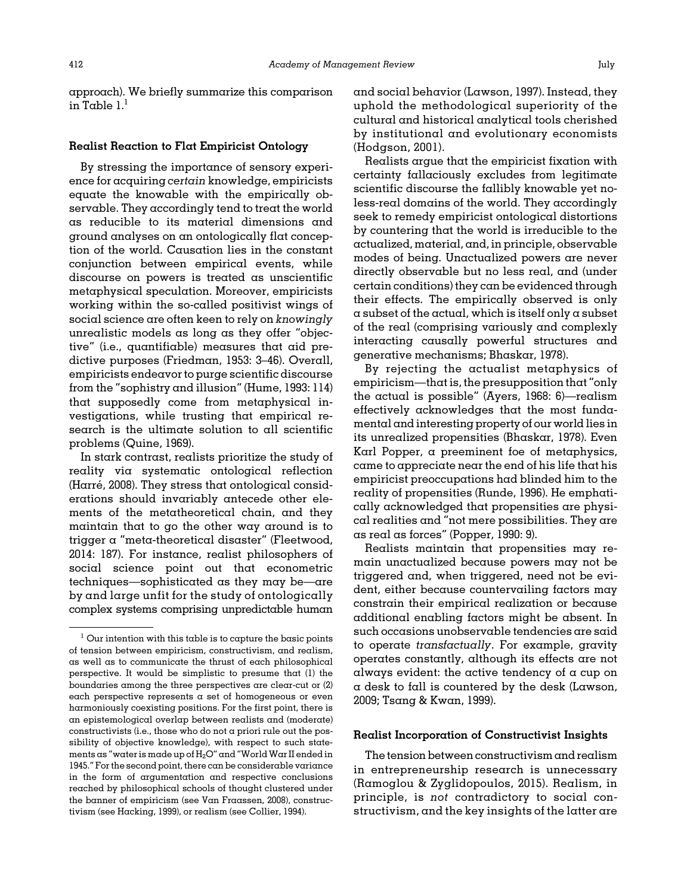approach). We briefly summarize this comparison in Table 1.[1]

### Realist Reaction to Flat Empiricist Ontology

By stressing the importance of sensory experience for acquiring *certain* knowledge, empiricists equate the knowable with the empirically observable. They accordingly tend to treat the world as reducible to its material dimensions and ground analyses on an ontologically flat conception of the world. Causation lies in the constant conjunction between empirical events, while discourse on powers is treated as unscientific metaphysical speculation. Moreover, empiricists working within the so-called positivist wings of social science are often keen to rely on *knowingly* unrealistic models as long as they offer "objective" (i.e., quantifiable) measures that aid predictive purposes (Friedman, 1953: 3–46). Overall, empiricists endeavor to purge scientific discourse from the "sophistry and illusion" (Hume, 1993: 114) that supposedly come from metaphysical investigations, while trusting that empirical research is the ultimate solution to all scientific problems (Quine, 1969).

In stark contrast, realists prioritize the study of reality via systematic ontological reflection (Harré, 2008). They stress that ontological considerations should invariably antecede other elements of the metatheoretical chain, and they maintain that to go the other way around is to trigger a "meta-theoretical disaster" (Fleetwood, 2014: 187). For instance, realist philosophers of social science point out that econometric techniques—sophisticated as they may be—are by and large unfit for the study of ontologically complex systems comprising unpredictable human and social behavior (Lawson, 1997). Instead, they uphold the methodological superiority of the cultural and historical analytical tools cherished by institutional and evolutionary economists (Hodgson, 2001).

Realists argue that the empiricist fixation with certainty fallaciously excludes from legitimate scientific discourse the fallibly knowable yet no-less-real domains of the world. They accordingly seek to remedy empiricist ontological distortions by countering that the world is irreducible to the actualized, material, and, in principle, observable modes of being. Unactualized powers are never directly observable but no less real, and (under certain conditions) they can be evidenced through their effects. The empirically observed is only a subset of the actual, which is itself only a subset of the real (comprising variously and complexly interacting causally powerful structures and generative mechanisms; Bhaskar, 1978).

By rejecting the actualist metaphysics of empiricism—that is, the presupposition that "only the actual is possible" (Ayers, 1968: 6)—realism effectively acknowledges that the most fundamental and interesting property of our world lies in its unrealized propensities (Bhaskar, 1978). Even Karl Popper, a preeminent foe of metaphysics, came to appreciate near the end of his life that his empiricist preoccupations had blinded him to the reality of propensities (Runde, 1996). He emphatically acknowledged that propensities are physical realities and "not mere possibilities. They are as real as forces" (Popper, 1990: 9).

Realists maintain that propensities may remain unactualized because powers may not be triggered and, when triggered, need not be evident, either because countervailing factors may constrain their empirical realization or because additional enabling factors might be absent. In such occasions unobservable tendencies are said to operate *transfactually*. For example, gravity operates constantly, although its effects are not always evident: the active tendency of a cup on a desk to fall is countered by the desk (Lawson, 2009; Tsang & Kwan, 1999).

### Realist Incorporation of Constructivist Insights

The tension between constructivism and realism in entrepreneurship research is unnecessary (Ramoglou & Zyglidopoulos, 2015). Realism, in principle, is *not* contradictory to social constructivism, and the key insights of the latter are

[1] Our intention with this table is to capture the basic points of tension between empiricism, constructivism, and realism, as well as to communicate the thrust of each philosophical perspective. It would be simplistic to presume that (1) the boundaries among the three perspectives are clear-cut or (2) each perspective represents a set of homogeneous or even harmoniously coexisting positions. For the first point, there is an epistemological overlap between realists and (moderate) constructivists (i.e., those who do not a priori rule out the possibility of objective knowledge), with respect to such statements as "water is made up of $H_2O$" and "World War II ended in 1945." For the second point, there can be considerable variance in the form of argumentation and respective conclusions reached by philosophical schools of thought clustered under the banner of empiricism (see Van Fraassen, 2008), constructivism (see Hacking, 1999), or realism (see Collier, 1994).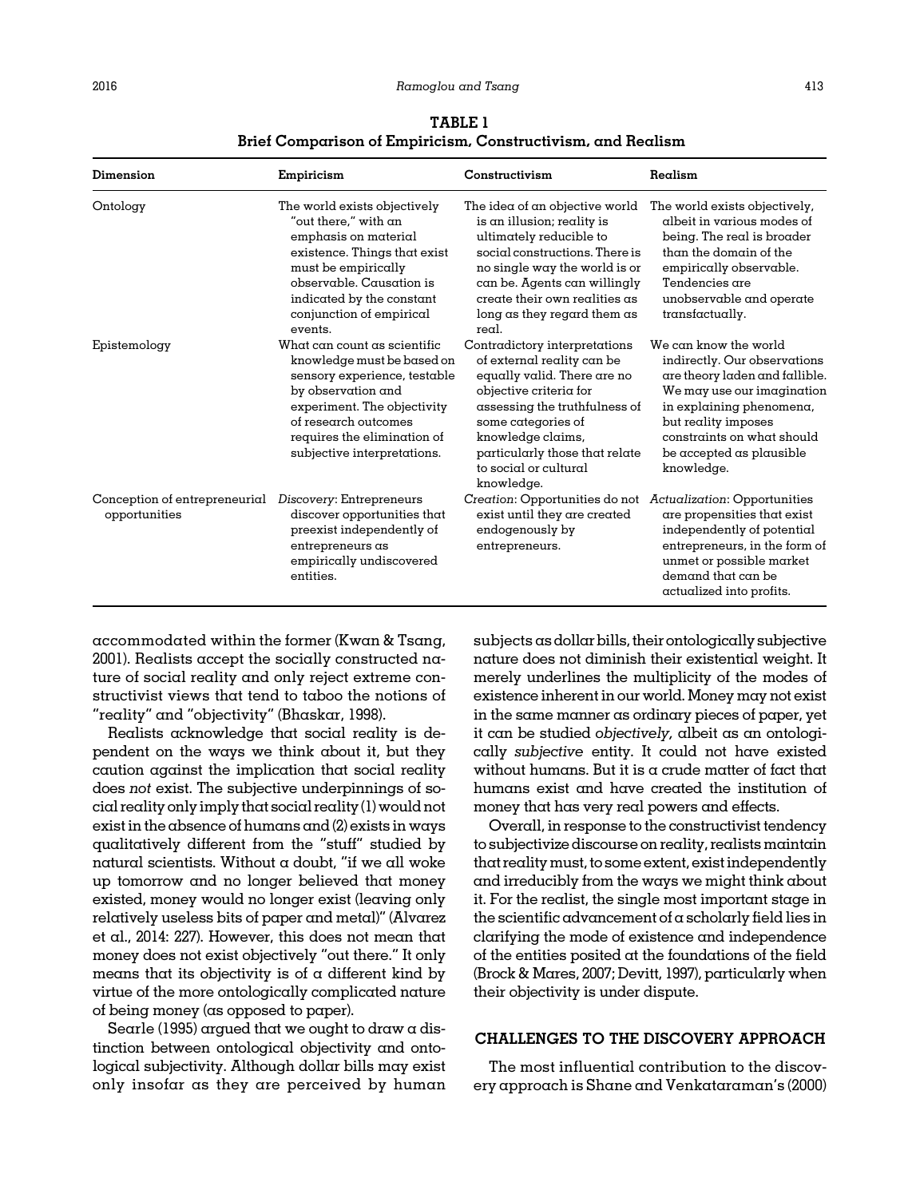**TABLE 1**
**Brief Comparison of Empiricism, Constructivism, and Realism**

| Dimension | Empiricism | Constructivism | Realism |
|---|---|---|---|
| Ontology | The world exists objectively "out there," with an emphasis on material existence. Things that exist must be empirically observable. Causation is indicated by the constant conjunction of empirical events. | The idea of an objective world is an illusion; reality is ultimately reducible to social constructions. There is no single way the world is or can be. Agents can willingly create their own realities as long as they regard them as real. | The world exists objectively, albeit in various modes of being. The real is broader than the domain of the empirically observable. Tendencies are unobservable and operate transfactually. |
| Epistemology | What can count as scientific knowledge must be based on sensory experience, testable by observation and experiment. The objectivity of research outcomes requires the elimination of subjective interpretations. | Contradictory interpretations of external reality can be equally valid. There are no objective criteria for assessing the truthfulness of some categories of knowledge claims, particularly those that relate to social or cultural knowledge. | We can know the world indirectly. Our observations are theory laden and fallible. We may use our imagination in explaining phenomena, but reality imposes constraints on what should be accepted as plausible knowledge. |
| Conception of entrepreneurial opportunities | *Discovery*: Entrepreneurs discover opportunities that preexist independently of entrepreneurs as empirically undiscovered entities. | *Creation*: Opportunities do not exist until they are created endogenously by entrepreneurs. | *Actualization*: Opportunities are propensities that exist independently of potential entrepreneurs, in the form of unmet or possible market demand that can be actualized into profits. |

accommodated within the former (Kwan & Tsang, 2001). Realists accept the socially constructed nature of social reality and only reject extreme constructivist views that tend to taboo the notions of "reality" and "objectivity" (Bhaskar, 1998).

Realists acknowledge that social reality is dependent on the ways we think about it, but they caution against the implication that social reality does *not* exist. The subjective underpinnings of social reality only imply that social reality (1) would not exist in the absence of humans and (2) exists in ways qualitatively different from the "stuff" studied by natural scientists. Without a doubt, "if we all woke up tomorrow and no longer believed that money existed, money would no longer exist (leaving only relatively useless bits of paper and metal)" (Alvarez et al., 2014: 227). However, this does not mean that money does not exist objectively "out there." It only means that its objectivity is of a different kind by virtue of the more ontologically complicated nature of being money (as opposed to paper).

Searle (1995) argued that we ought to draw a distinction between ontological objectivity and ontological subjectivity. Although dollar bills may exist only insofar as they are perceived by human subjects as dollar bills, their ontologically subjective nature does not diminish their existential weight. It merely underlines the multiplicity of the modes of existence inherent in our world. Money may not exist in the same manner as ordinary pieces of paper, yet it can be studied *objectively,* albeit as an ontologically *subjective* entity. It could not have existed without humans. But it is a crude matter of fact that humans exist and have created the institution of money that has very real powers and effects.

Overall, in response to the constructivist tendency to subjectivize discourse on reality, realists maintain that reality must, to some extent, exist independently and irreducibly from the ways we might think about it. For the realist, the single most important stage in the scientific advancement of a scholarly field lies in clarifying the mode of existence and independence of the entities posited at the foundations of the field (Brock & Mares, 2007; Devitt, 1997), particularly when their objectivity is under dispute.

## CHALLENGES TO THE DISCOVERY APPROACH

The most influential contribution to the discovery approach is Shane and Venkataraman's (2000)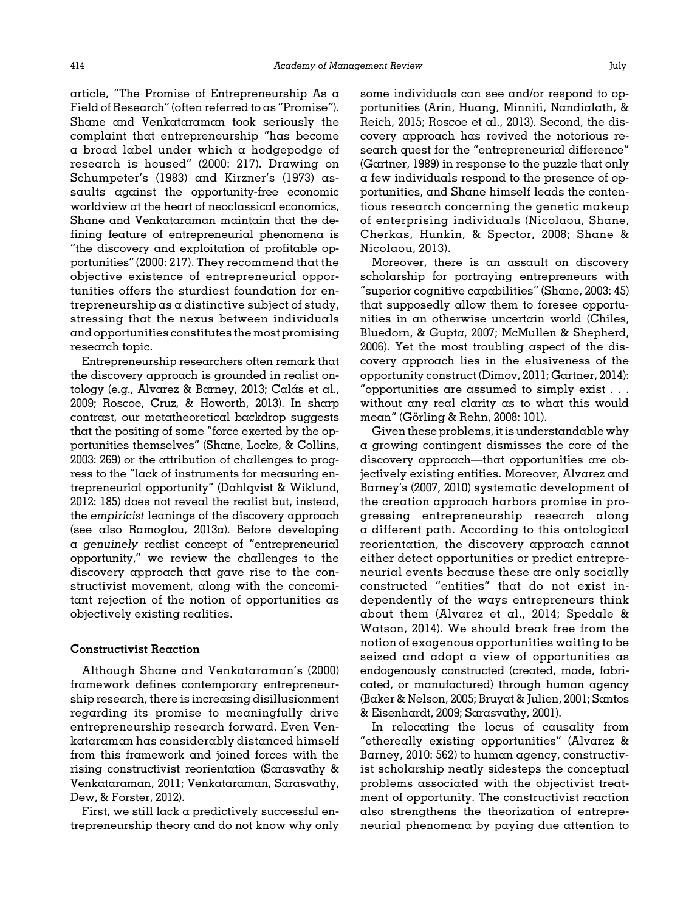article, "The Promise of Entrepreneurship As a Field of Research" (often referred to as "Promise"). Shane and Venkataraman took seriously the complaint that entrepreneurship "has become a broad label under which a hodgepodge of research is housed" (2000: 217). Drawing on Schumpeter's (1983) and Kirzner's (1973) assaults against the opportunity-free economic worldview at the heart of neoclassical economics, Shane and Venkataraman maintain that the defining feature of entrepreneurial phenomena is "the discovery and exploitation of profitable opportunities" (2000: 217). They recommend that the objective existence of entrepreneurial opportunities offers the sturdiest foundation for entrepreneurship as a distinctive subject of study, stressing that the nexus between individuals and opportunities constitutes the most promising research topic.

Entrepreneurship researchers often remark that the discovery approach is grounded in realist ontology (e.g., Alvarez & Barney, 2013; Calás et al., 2009; Roscoe, Cruz, & Howorth, 2013). In sharp contrast, our metatheoretical backdrop suggests that the positing of some "force exerted by the opportunities themselves" (Shane, Locke, & Collins, 2003: 269) or the attribution of challenges to progress to the "lack of instruments for measuring entrepreneurial opportunity" (Dahlqvist & Wiklund, 2012: 185) does not reveal the realist but, instead, the *empiricist* leanings of the discovery approach (see also Ramoglou, 2013a). Before developing a *genuinely* realist concept of "entrepreneurial opportunity," we review the challenges to the discovery approach that gave rise to the constructivist movement, along with the concomitant rejection of the notion of opportunities as objectively existing realities.

### Constructivist Reaction

Although Shane and Venkataraman's (2000) framework defines contemporary entrepreneurship research, there is increasing disillusionment regarding its promise to meaningfully drive entrepreneurship research forward. Even Venkataraman has considerably distanced himself from this framework and joined forces with the rising constructivist reorientation (Sarasvathy & Venkataraman, 2011; Venkataraman, Sarasvathy, Dew, & Forster, 2012).

First, we still lack a predictively successful entrepreneurship theory and do not know why only some individuals can see and/or respond to opportunities (Arin, Huang, Minniti, Nandialath, & Reich, 2015; Roscoe et al., 2013). Second, the discovery approach has revived the notorious research quest for the "entrepreneurial difference" (Gartner, 1989) in response to the puzzle that only a few individuals respond to the presence of opportunities, and Shane himself leads the contentious research concerning the genetic makeup of enterprising individuals (Nicolaou, Shane, Cherkas, Hunkin, & Spector, 2008; Shane & Nicolaou, 2013).

Moreover, there is an assault on discovery scholarship for portraying entrepreneurs with "superior cognitive capabilities" (Shane, 2003: 45) that supposedly allow them to foresee opportunities in an otherwise uncertain world (Chiles, Bluedorn, & Gupta, 2007; McMullen & Shepherd, 2006). Yet the most troubling aspect of the discovery approach lies in the elusiveness of the opportunity construct (Dimov, 2011; Gartner, 2014): "opportunities are assumed to simply exist . . . without any real clarity as to what this would mean" (Görling & Rehn, 2008: 101).

Given these problems, it is understandable why a growing contingent dismisses the core of the discovery approach—that opportunities are objectively existing entities. Moreover, Alvarez and Barney's (2007, 2010) systematic development of the creation approach harbors promise in progressing entrepreneurship research along a different path. According to this ontological reorientation, the discovery approach cannot either detect opportunities or predict entrepreneurial events because these are only socially constructed "entities" that do not exist independently of the ways entrepreneurs think about them (Alvarez et al., 2014; Spedale & Watson, 2014). We should break free from the notion of exogenous opportunities waiting to be seized and adopt a view of opportunities as endogenously constructed (created, made, fabricated, or manufactured) through human agency (Baker & Nelson, 2005; Bruyat & Julien, 2001; Santos & Eisenhardt, 2009; Sarasvathy, 2001).

In relocating the locus of causality from "ethereally existing opportunities" (Alvarez & Barney, 2010: 562) to human agency, constructivist scholarship neatly sidesteps the conceptual problems associated with the objectivist treatment of opportunity. The constructivist reaction also strengthens the theorization of entrepreneurial phenomena by paying due attention to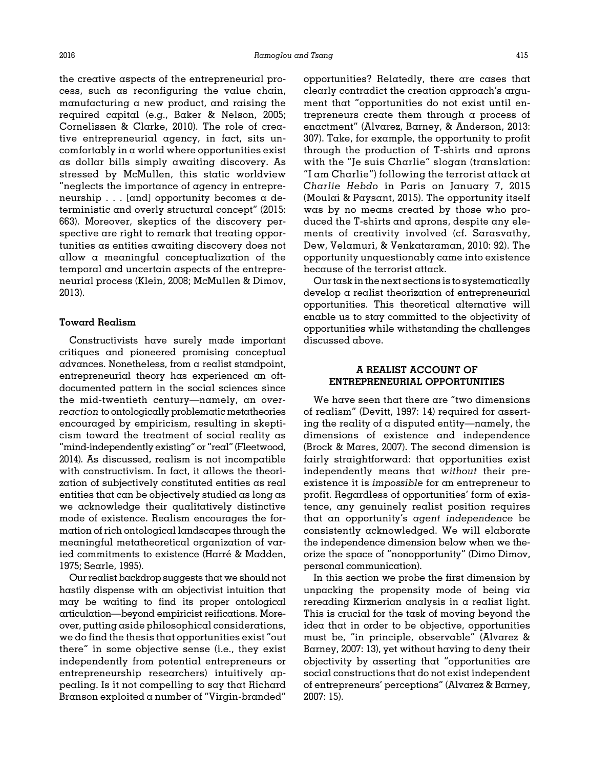the creative aspects of the entrepreneurial process, such as reconfiguring the value chain, manufacturing a new product, and raising the required capital (e.g., Baker & Nelson, 2005; Cornelissen & Clarke, 2010). The role of creative entrepreneurial agency, in fact, sits uncomfortably in a world where opportunities exist as dollar bills simply awaiting discovery. As stressed by McMullen, this static worldview "neglects the importance of agency in entrepreneurship . . . [and] opportunity becomes a deterministic and overly structural concept" (2015: 663). Moreover, skeptics of the discovery perspective are right to remark that treating opportunities as entities awaiting discovery does not allow a meaningful conceptualization of the temporal and uncertain aspects of the entrepreneurial process (Klein, 2008; McMullen & Dimov, 2013).

### Toward Realism

Constructivists have surely made important critiques and pioneered promising conceptual advances. Nonetheless, from a realist standpoint, entrepreneurial theory has experienced an oft-documented pattern in the social sciences since the mid-twentieth century—namely, an *overreaction* to ontologically problematic metatheories encouraged by empiricism, resulting in skepticism toward the treatment of social reality as "mind-independently existing" or "real" (Fleetwood, 2014). As discussed, realism is not incompatible with constructivism. In fact, it allows the theorization of subjectively constituted entities as real entities that can be objectively studied as long as we acknowledge their qualitatively distinctive mode of existence. Realism encourages the formation of rich ontological landscapes through the meaningful metatheoretical organization of varied commitments to existence (Harré & Madden, 1975; Searle, 1995).

Our realist backdrop suggests that we should not hastily dispense with an objectivist intuition that may be waiting to find its proper ontological articulation—beyond empiricist reifications. Moreover, putting aside philosophical considerations, we do find the thesis that opportunities exist "out there" in some objective sense (i.e., they exist independently from potential entrepreneurs or entrepreneurship researchers) intuitively appealing. Is it not compelling to say that Richard Branson exploited a number of "Virgin-branded" opportunities? Relatedly, there are cases that clearly contradict the creation approach's argument that "opportunities do not exist until entrepreneurs create them through a process of enactment" (Alvarez, Barney, & Anderson, 2013: 307). Take, for example, the opportunity to profit through the production of T-shirts and aprons with the "Je suis Charlie" slogan (translation: "I am Charlie") following the terrorist attack at *Charlie Hebdo* in Paris on January 7, 2015 (Moulai & Paysant, 2015). The opportunity itself was by no means created by those who produced the T-shirts and aprons, despite any elements of creativity involved (cf. Sarasvathy, Dew, Velamuri, & Venkataraman, 2010: 92). The opportunity unquestionably came into existence because of the terrorist attack.

Our task in the next sections is to systematically develop a realist theorization of entrepreneurial opportunities. This theoretical alternative will enable us to stay committed to the objectivity of opportunities while withstanding the challenges discussed above.

## A REALIST ACCOUNT OF ENTREPRENEURIAL OPPORTUNITIES

We have seen that there are "two dimensions of realism" (Devitt, 1997: 14) required for asserting the reality of a disputed entity—namely, the dimensions of existence and independence (Brock & Mares, 2007). The second dimension is fairly straightforward: that opportunities exist independently means that *without* their preexistence it is *impossible* for an entrepreneur to profit. Regardless of opportunities' form of existence, any genuinely realist position requires that an opportunity's *agent independence* be consistently acknowledged. We will elaborate the independence dimension below when we theorize the space of "nonopportunity" (Dimo Dimov, personal communication).

In this section we probe the first dimension by unpacking the propensity mode of being via rereading Kirznerian analysis in a realist light. This is crucial for the task of moving beyond the idea that in order to be objective, opportunities must be, "in principle, observable" (Alvarez & Barney, 2007: 13), yet without having to deny their objectivity by asserting that "opportunities are social constructions that do not exist independent of entrepreneurs' perceptions" (Alvarez & Barney, 2007: 15).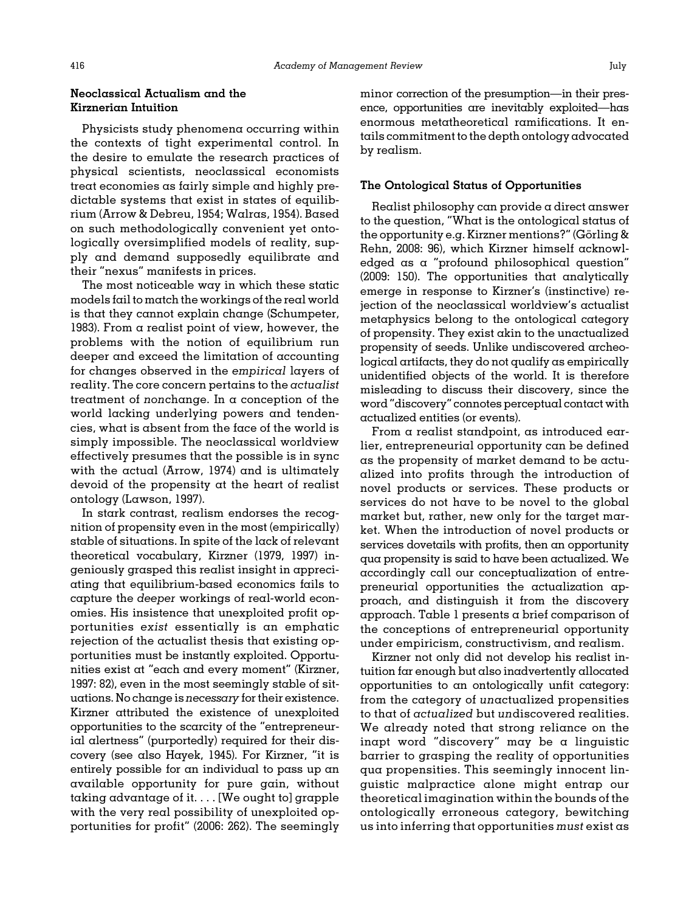### Neoclassical Actualism and the Kirznerian Intuition

Physicists study phenomena occurring within the contexts of tight experimental control. In the desire to emulate the research practices of physical scientists, neoclassical economists treat economies as fairly simple and highly predictable systems that exist in states of equilibrium (Arrow & Debreu, 1954; Walras, 1954). Based on such methodologically convenient yet ontologically oversimplified models of reality, supply and demand supposedly equilibrate and their "nexus" manifests in prices.

The most noticeable way in which these static models fail to match the workings of the real world is that they cannot explain change (Schumpeter, 1983). From a realist point of view, however, the problems with the notion of equilibrium run deeper and exceed the limitation of accounting for changes observed in the *empirical* layers of reality. The core concern pertains to the *actualist* treatment of *non*change. In a conception of the world lacking underlying powers and tendencies, what is absent from the face of the world is simply impossible. The neoclassical worldview effectively presumes that the possible is in sync with the actual (Arrow, 1974) and is ultimately devoid of the propensity at the heart of realist ontology (Lawson, 1997).

In stark contrast, realism endorses the recognition of propensity even in the most (empirically) stable of situations. In spite of the lack of relevant theoretical vocabulary, Kirzner (1979, 1997) ingeniously grasped this realist insight in appreciating that equilibrium-based economics fails to capture the *deeper* workings of real-world economies. His insistence that unexploited profit opportunities *exist* essentially is an emphatic rejection of the actualist thesis that existing opportunities must be instantly exploited. Opportunities exist at "each and every moment" (Kirzner, 1997: 82), even in the most seemingly stable of situations. No change is *necessary* for their existence. Kirzner attributed the existence of unexploited opportunities to the scarcity of the "entrepreneurial alertness" (purportedly) required for their discovery (see also Hayek, 1945). For Kirzner, "it is entirely possible for an individual to pass up an available opportunity for pure gain, without taking advantage of it. . . . [We ought to] grapple with the very real possibility of unexploited opportunities for profit" (2006: 262). The seemingly minor correction of the presumption—in their presence, opportunities are inevitably exploited—has enormous metatheoretical ramifications. It entails commitment to the depth ontology advocated by realism.

### The Ontological Status of Opportunities

Realist philosophy can provide a direct answer to the question, "What is the ontological status of the opportunity e.g. Kirzner mentions?" (Görling & Rehn, 2008: 96), which Kirzner himself acknowledged as a "profound philosophical question" (2009: 150). The opportunities that analytically emerge in response to Kirzner's (instinctive) rejection of the neoclassical worldview's actualist metaphysics belong to the ontological category of propensity. They exist akin to the unactualized propensity of seeds. Unlike undiscovered archeological artifacts, they do not qualify as empirically unidentified objects of the world. It is therefore misleading to discuss their discovery, since the word "discovery" connotes perceptual contact with actualized entities (or events).

From a realist standpoint, as introduced earlier, entrepreneurial opportunity can be defined as the propensity of market demand to be actualized into profits through the introduction of novel products or services. These products or services do not have to be novel to the global market but, rather, new only for the target market. When the introduction of novel products or services dovetails with profits, then an opportunity qua propensity is said to have been actualized. We accordingly call our conceptualization of entrepreneurial opportunities the actualization approach, and distinguish it from the discovery approach. Table 1 presents a brief comparison of the conceptions of entrepreneurial opportunity under empiricism, constructivism, and realism.

Kirzner not only did not develop his realist intuition far enough but also inadvertently allocated opportunities to an ontologically unfit category: from the category of *un*actualized propensities to that of *actualized* but *un*discovered realities. We already noted that strong reliance on the inapt word "discovery" may be a linguistic barrier to grasping the reality of opportunities qua propensities. This seemingly innocent linguistic malpractice alone might entrap our theoretical imagination within the bounds of the ontologically erroneous category, bewitching us into inferring that opportunities *must* exist as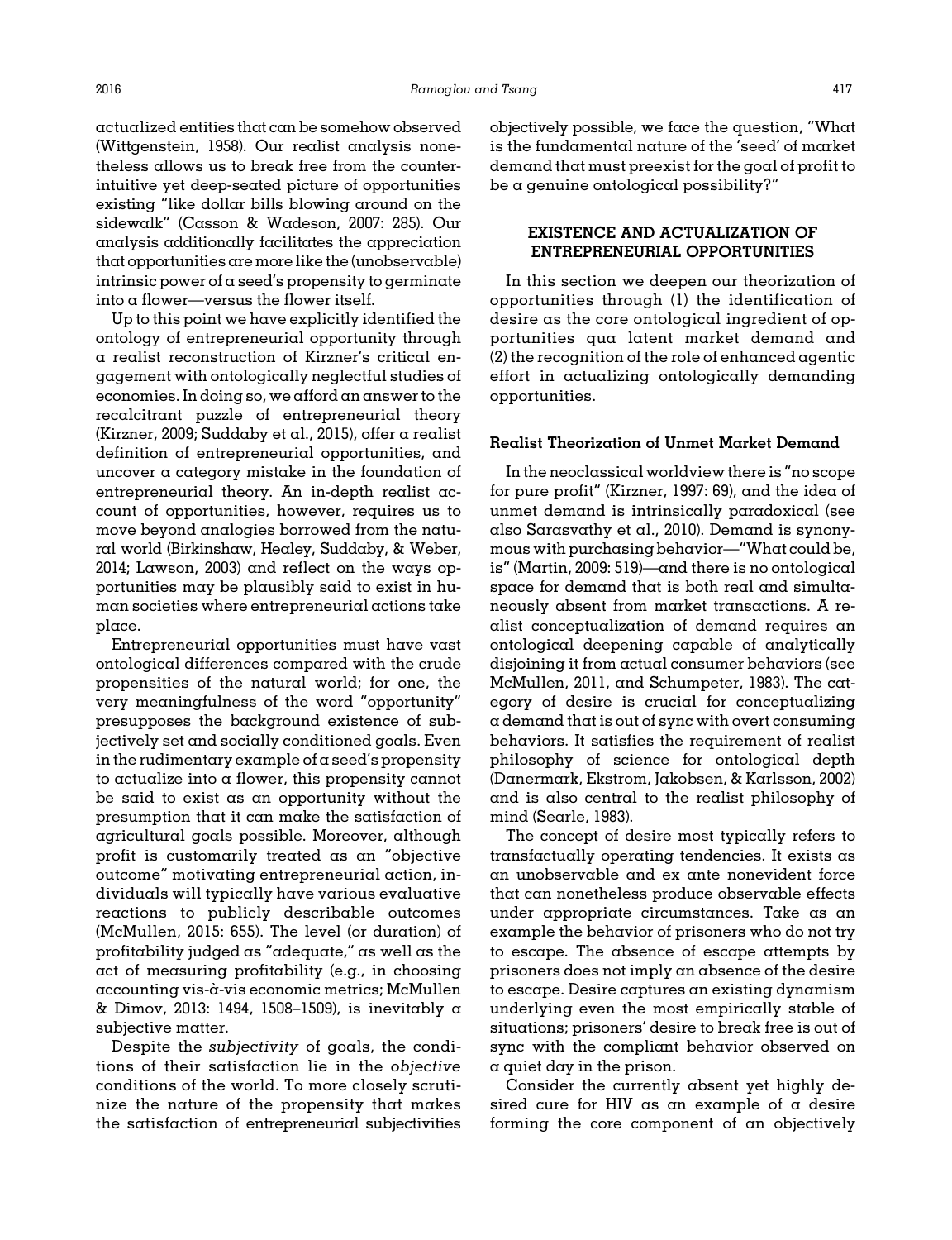actualized entities that can be somehow observed (Wittgenstein, 1958). Our realist analysis nonetheless allows us to break free from the counterintuitive yet deep-seated picture of opportunities existing "like dollar bills blowing around on the sidewalk" (Casson & Wadeson, 2007: 285). Our analysis additionally facilitates the appreciation that opportunities are more like the (unobservable) intrinsic power of a seed's propensity to germinate into a flower—versus the flower itself.

Up to this point we have explicitly identified the ontology of entrepreneurial opportunity through a realist reconstruction of Kirzner's critical engagement with ontologically neglectful studies of economies. In doing so, we afford an answer to the recalcitrant puzzle of entrepreneurial theory (Kirzner, 2009; Suddaby et al., 2015), offer a realist definition of entrepreneurial opportunities, and uncover a category mistake in the foundation of entrepreneurial theory. An in-depth realist account of opportunities, however, requires us to move beyond analogies borrowed from the natural world (Birkinshaw, Healey, Suddaby, & Weber, 2014; Lawson, 2003) and reflect on the ways opportunities may be plausibly said to exist in human societies where entrepreneurial actions take place.

Entrepreneurial opportunities must have vast ontological differences compared with the crude propensities of the natural world; for one, the very meaningfulness of the word "opportunity" presupposes the background existence of subjectively set and socially conditioned goals. Even in the rudimentary example of a seed's propensity to actualize into a flower, this propensity cannot be said to exist as an opportunity without the presumption that it can make the satisfaction of agricultural goals possible. Moreover, although profit is customarily treated as an "objective outcome" motivating entrepreneurial action, individuals will typically have various evaluative reactions to publicly describable outcomes (McMullen, 2015: 655). The level (or duration) of profitability judged as "adequate," as well as the act of measuring profitability (e.g., in choosing accounting vis-à-vis economic metrics; McMullen & Dimov, 2013: 1494, 1508–1509), is inevitably a subjective matter.

Despite the *subjectivity* of goals, the conditions of their satisfaction lie in the *objective* conditions of the world. To more closely scrutinize the nature of the propensity that makes the satisfaction of entrepreneurial subjectivities objectively possible, we face the question, "What is the fundamental nature of the 'seed' of market demand that must preexist for the goal of profit to be a genuine ontological possibility?"

## EXISTENCE AND ACTUALIZATION OF ENTREPRENEURIAL OPPORTUNITIES

In this section we deepen our theorization of opportunities through (1) the identification of desire as the core ontological ingredient of opportunities qua latent market demand and (2) the recognition of the role of enhanced agentic effort in actualizing ontologically demanding opportunities.

### Realist Theorization of Unmet Market Demand

In the neoclassical worldview there is "no scope for pure profit" (Kirzner, 1997: 69), and the idea of unmet demand is intrinsically paradoxical (see also Sarasvathy et al., 2010). Demand is synonymous with purchasing behavior—"What could be, is" (Martin, 2009: 519)—and there is no ontological space for demand that is both real and simultaneously absent from market transactions. A realist conceptualization of demand requires an ontological deepening capable of analytically disjoining it from actual consumer behaviors (see McMullen, 2011, and Schumpeter, 1983). The category of desire is crucial for conceptualizing a demand that is out of sync with overt consuming behaviors. It satisfies the requirement of realist philosophy of science for ontological depth (Danermark, Ekstrom, Jakobsen, & Karlsson, 2002) and is also central to the realist philosophy of mind (Searle, 1983).

The concept of desire most typically refers to transfactually operating tendencies. It exists as an unobservable and ex ante nonevident force that can nonetheless produce observable effects under appropriate circumstances. Take as an example the behavior of prisoners who do not try to escape. The absence of escape attempts by prisoners does not imply an absence of the desire to escape. Desire captures an existing dynamism underlying even the most empirically stable of situations; prisoners' desire to break free is out of sync with the compliant behavior observed on a quiet day in the prison.

Consider the currently absent yet highly desired cure for HIV as an example of a desire forming the core component of an objectively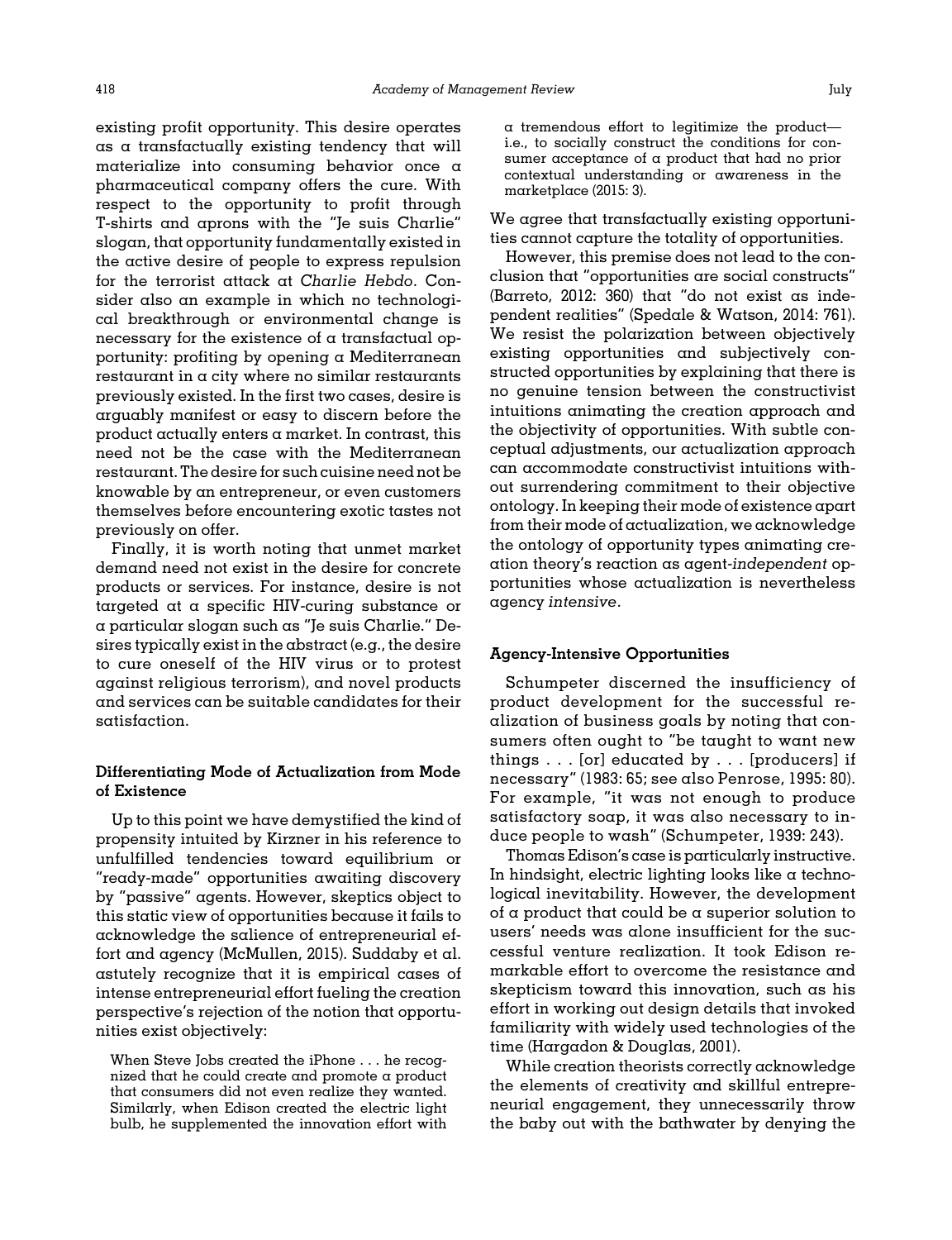existing profit opportunity. This desire operates as a transfactually existing tendency that will materialize into consuming behavior once a pharmaceutical company offers the cure. With respect to the opportunity to profit through T-shirts and aprons with the "Je suis Charlie" slogan, that opportunity fundamentally existed in the active desire of people to express repulsion for the terrorist attack at *Charlie Hebdo*. Consider also an example in which no technological breakthrough or environmental change is necessary for the existence of a transfactual opportunity: profiting by opening a Mediterranean restaurant in a city where no similar restaurants previously existed. In the first two cases, desire is arguably manifest or easy to discern before the product actually enters a market. In contrast, this need not be the case with the Mediterranean restaurant. The desire for such cuisine need not be knowable by an entrepreneur, or even customers themselves before encountering exotic tastes not previously on offer.

Finally, it is worth noting that unmet market demand need not exist in the desire for concrete products or services. For instance, desire is not targeted at a specific HIV-curing substance or a particular slogan such as "Je suis Charlie." Desires typically exist in the abstract (e.g., the desire to cure oneself of the HIV virus or to protest against religious terrorism), and novel products and services can be suitable candidates for their satisfaction.

### Differentiating Mode of Actualization from Mode of Existence

Up to this point we have demystified the kind of propensity intuited by Kirzner in his reference to unfulfilled tendencies toward equilibrium or "ready-made" opportunities awaiting discovery by "passive" agents. However, skeptics object to this static view of opportunities because it fails to acknowledge the salience of entrepreneurial effort and agency (McMullen, 2015). Suddaby et al. astutely recognize that it is empirical cases of intense entrepreneurial effort fueling the creation perspective's rejection of the notion that opportunities exist objectively:

> When Steve Jobs created the iPhone . . . he recognized that he could create and promote a product that consumers did not even realize they wanted. Similarly, when Edison created the electric light bulb, he supplemented the innovation effort with a tremendous effort to legitimize the product—i.e., to socially construct the conditions for consumer acceptance of a product that had no prior contextual understanding or awareness in the marketplace (2015: 3).

We agree that transfactually existing opportunities cannot capture the totality of opportunities.

However, this premise does not lead to the conclusion that "opportunities are social constructs" (Barreto, 2012: 360) that "do not exist as independent realities" (Spedale & Watson, 2014: 761). We resist the polarization between objectively existing opportunities and subjectively constructed opportunities by explaining that there is no genuine tension between the constructivist intuitions animating the creation approach and the objectivity of opportunities. With subtle conceptual adjustments, our actualization approach can accommodate constructivist intuitions without surrendering commitment to their objective ontology. In keeping their mode of existence apart from their mode of actualization, we acknowledge the ontology of opportunity types animating creation theory's reaction as agent-*independent* opportunities whose actualization is nevertheless agency *intensive*.

### Agency-Intensive Opportunities

Schumpeter discerned the insufficiency of product development for the successful realization of business goals by noting that consumers often ought to "be taught to want new things . . . [or] educated by . . . [producers] if necessary" (1983: 65; see also Penrose, 1995: 80). For example, "it was not enough to produce satisfactory soap, it was also necessary to induce people to wash" (Schumpeter, 1939: 243).

Thomas Edison's case is particularly instructive. In hindsight, electric lighting looks like a technological inevitability. However, the development of a product that could be a superior solution to users' needs was alone insufficient for the successful venture realization. It took Edison remarkable effort to overcome the resistance and skepticism toward this innovation, such as his effort in working out design details that invoked familiarity with widely used technologies of the time (Hargadon & Douglas, 2001).

While creation theorists correctly acknowledge the elements of creativity and skillful entrepreneurial engagement, they unnecessarily throw the baby out with the bathwater by denying the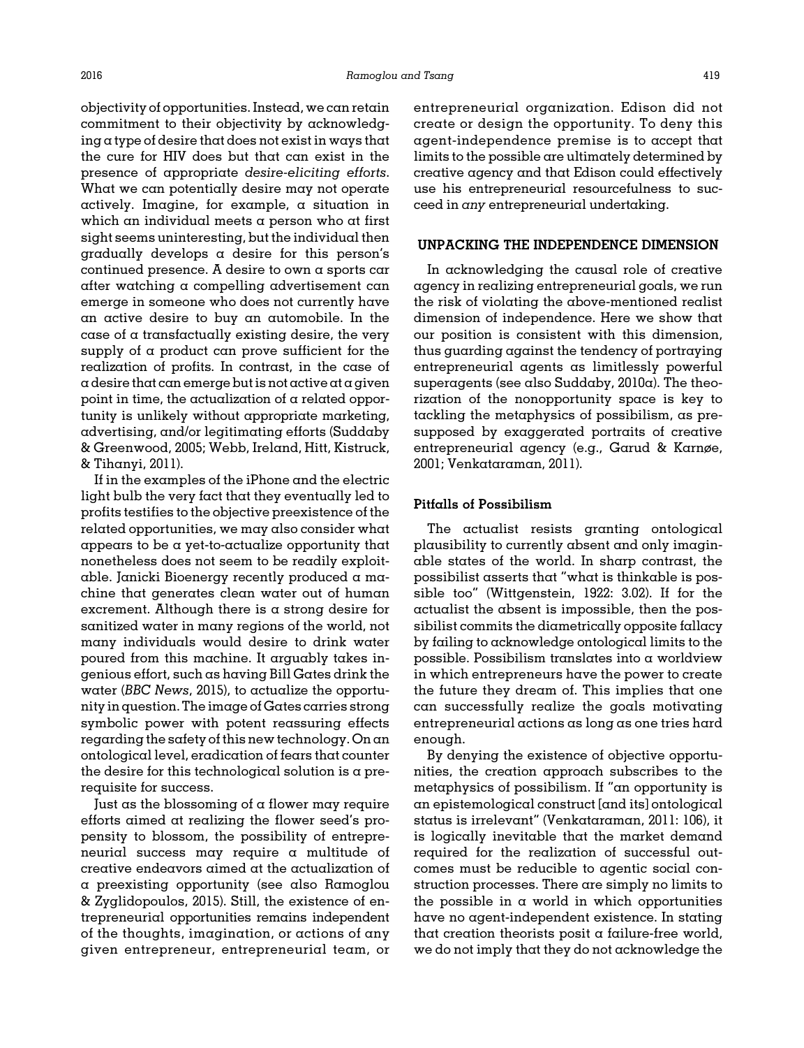objectivity of opportunities. Instead, we can retain commitment to their objectivity by acknowledging a type of desire that does not exist in ways that the cure for HIV does but that can exist in the presence of appropriate *desire-eliciting efforts*. What we can potentially desire may not operate actively. Imagine, for example, a situation in which an individual meets a person who at first sight seems uninteresting, but the individual then gradually develops a desire for this person's continued presence. A desire to own a sports car after watching a compelling advertisement can emerge in someone who does not currently have an active desire to buy an automobile. In the case of a transfactually existing desire, the very supply of a product can prove sufficient for the realization of profits. In contrast, in the case of a desire that can emerge but is not active at a given point in time, the actualization of a related opportunity is unlikely without appropriate marketing, advertising, and/or legitimating efforts (Suddaby & Greenwood, 2005; Webb, Ireland, Hitt, Kistruck, & Tihanyi, 2011).

If in the examples of the iPhone and the electric light bulb the very fact that they eventually led to profits testifies to the objective preexistence of the related opportunities, we may also consider what appears to be a yet-to-actualize opportunity that nonetheless does not seem to be readily exploitable. Janicki Bioenergy recently produced a machine that generates clean water out of human excrement. Although there is a strong desire for sanitized water in many regions of the world, not many individuals would desire to drink water poured from this machine. It arguably takes ingenious effort, such as having Bill Gates drink the water (*BBC News*, 2015), to actualize the opportunity in question. The image of Gates carries strong symbolic power with potent reassuring effects regarding the safety of this new technology. On an ontological level, eradication of fears that counter the desire for this technological solution is a prerequisite for success.

Just as the blossoming of a flower may require efforts aimed at realizing the flower seed's propensity to blossom, the possibility of entrepreneurial success may require a multitude of creative endeavors aimed at the actualization of a preexisting opportunity (see also Ramoglou & Zyglidopoulos, 2015). Still, the existence of entrepreneurial opportunities remains independent of the thoughts, imagination, or actions of any given entrepreneur, entrepreneurial team, or entrepreneurial organization. Edison did not create or design the opportunity. To deny this agent-independence premise is to accept that limits to the possible are ultimately determined by creative agency and that Edison could effectively use his entrepreneurial resourcefulness to succeed in *any* entrepreneurial undertaking.

## UNPACKING THE INDEPENDENCE DIMENSION

In acknowledging the causal role of creative agency in realizing entrepreneurial goals, we run the risk of violating the above-mentioned realist dimension of independence. Here we show that our position is consistent with this dimension, thus guarding against the tendency of portraying entrepreneurial agents as limitlessly powerful superagents (see also Suddaby, 2010a). The theorization of the nonopportunity space is key to tackling the metaphysics of possibilism, as presupposed by exaggerated portraits of creative entrepreneurial agency (e.g., Garud & Karnøe, 2001; Venkataraman, 2011).

### Pitfalls of Possibilism

The actualist resists granting ontological plausibility to currently absent and only imaginable states of the world. In sharp contrast, the possibilist asserts that "what is thinkable is possible too" (Wittgenstein, 1922: 3.02). If for the actualist the absent is impossible, then the possibilist commits the diametrically opposite fallacy by failing to acknowledge ontological limits to the possible. Possibilism translates into a worldview in which entrepreneurs have the power to create the future they dream of. This implies that one can successfully realize the goals motivating entrepreneurial actions as long as one tries hard enough.

By denying the existence of objective opportunities, the creation approach subscribes to the metaphysics of possibilism. If "an opportunity is an epistemological construct [and its] ontological status is irrelevant" (Venkataraman, 2011: 106), it is logically inevitable that the market demand required for the realization of successful outcomes must be reducible to agentic social construction processes. There are simply no limits to the possible in a world in which opportunities have no agent-independent existence. In stating that creation theorists posit a failure-free world, we do not imply that they do not acknowledge the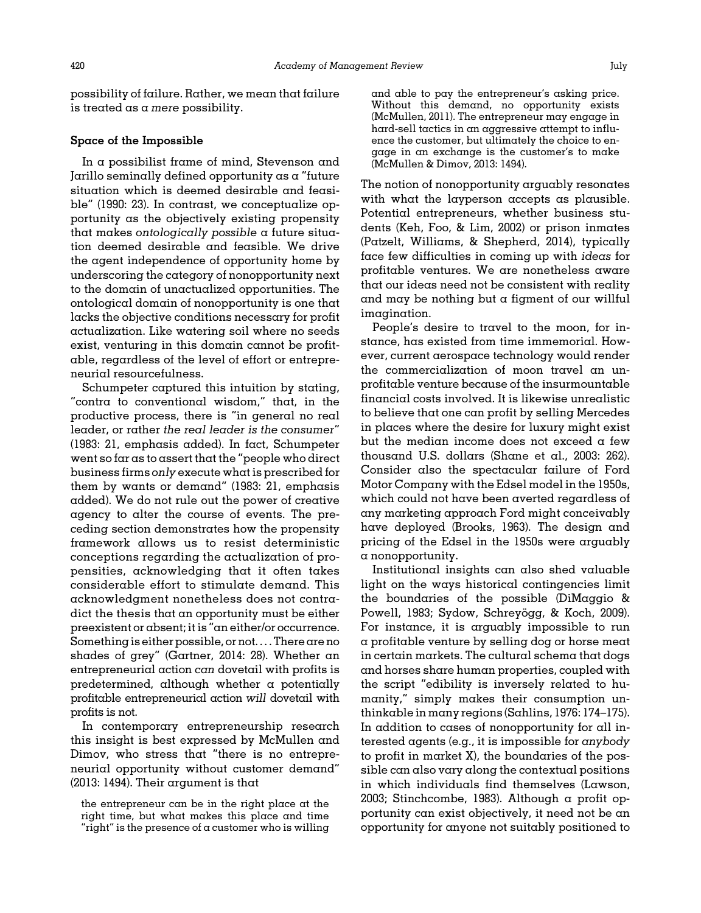possibility of failure. Rather, we mean that failure is treated as a *mere* possibility.

### Space of the Impossible

In a possibilist frame of mind, Stevenson and Jarillo seminally defined opportunity as a "future situation which is deemed desirable and feasible" (1990: 23). In contrast, we conceptualize opportunity as the objectively existing propensity that makes *ontologically possible* a future situation deemed desirable and feasible. We drive the agent independence of opportunity home by underscoring the category of nonopportunity next to the domain of unactualized opportunities. The ontological domain of nonopportunity is one that lacks the objective conditions necessary for profit actualization. Like watering soil where no seeds exist, venturing in this domain cannot be profitable, regardless of the level of effort or entrepreneurial resourcefulness.

Schumpeter captured this intuition by stating, "contra to conventional wisdom," that, in the productive process, there is "in general no real leader, or rather *the real leader is the consumer*" (1983: 21, emphasis added). In fact, Schumpeter went so far as to assert that the "people who direct business firms *only* execute what is prescribed for them by wants or demand" (1983: 21, emphasis added). We do not rule out the power of creative agency to alter the course of events. The preceding section demonstrates how the propensity framework allows us to resist deterministic conceptions regarding the actualization of propensities, acknowledging that it often takes considerable effort to stimulate demand. This acknowledgment nonetheless does not contradict the thesis that an opportunity must be either preexistent or absent; it is "an either/or occurrence. Something is either possible, or not. . . . There are no shades of grey" (Gartner, 2014: 28). Whether an entrepreneurial action *can* dovetail with profits is predetermined, although whether a potentially profitable entrepreneurial action *will* dovetail with profits is not.

In contemporary entrepreneurship research this insight is best expressed by McMullen and Dimov, who stress that "there is no entrepreneurial opportunity without customer demand" (2013: 1494). Their argument is that

> the entrepreneur can be in the right place at the right time, but what makes this place and time "right" is the presence of a customer who is willing and able to pay the entrepreneur's asking price. Without this demand, no opportunity exists (McMullen, 2011). The entrepreneur may engage in hard-sell tactics in an aggressive attempt to influence the customer, but ultimately the choice to engage in an exchange is the customer's to make (McMullen & Dimov, 2013: 1494).

The notion of nonopportunity arguably resonates with what the layperson accepts as plausible. Potential entrepreneurs, whether business students (Keh, Foo, & Lim, 2002) or prison inmates (Patzelt, Williams, & Shepherd, 2014), typically face few difficulties in coming up with *ideas* for profitable ventures. We are nonetheless aware that our ideas need not be consistent with reality and may be nothing but a figment of our willful imagination.

People's desire to travel to the moon, for instance, has existed from time immemorial. However, current aerospace technology would render the commercialization of moon travel an unprofitable venture because of the insurmountable financial costs involved. It is likewise unrealistic to believe that one can profit by selling Mercedes in places where the desire for luxury might exist but the median income does not exceed a few thousand U.S. dollars (Shane et al., 2003: 262). Consider also the spectacular failure of Ford Motor Company with the Edsel model in the 1950s, which could not have been averted regardless of any marketing approach Ford might conceivably have deployed (Brooks, 1963). The design and pricing of the Edsel in the 1950s were arguably a nonopportunity.

Institutional insights can also shed valuable light on the ways historical contingencies limit the boundaries of the possible (DiMaggio & Powell, 1983; Sydow, Schreyögg, & Koch, 2009). For instance, it is arguably impossible to run a profitable venture by selling dog or horse meat in certain markets. The cultural schema that dogs and horses share human properties, coupled with the script "edibility is inversely related to humanity," simply makes their consumption unthinkable in many regions (Sahlins, 1976: 174–175). In addition to cases of nonopportunity for all interested agents (e.g., it is impossible for *anybody* to profit in market X), the boundaries of the possible can also vary along the contextual positions in which individuals find themselves (Lawson, 2003; Stinchcombe, 1983). Although a profit opportunity can exist objectively, it need not be an opportunity for anyone not suitably positioned to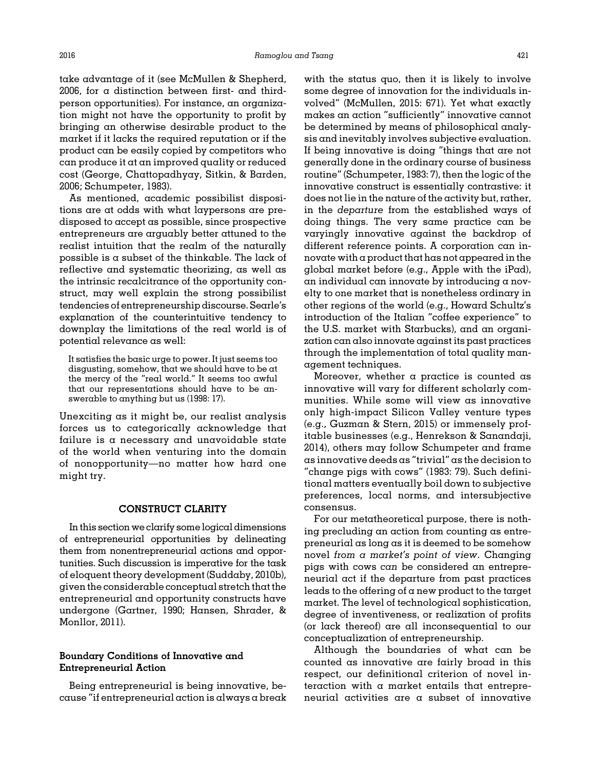take advantage of it (see McMullen & Shepherd, 2006, for a distinction between first- and third-person opportunities). For instance, an organization might not have the opportunity to profit by bringing an otherwise desirable product to the market if it lacks the required reputation or if the product can be easily copied by competitors who can produce it at an improved quality or reduced cost (George, Chattopadhyay, Sitkin, & Barden, 2006; Schumpeter, 1983).

As mentioned, academic possibilist dispositions are at odds with what laypersons are predisposed to accept as possible, since prospective entrepreneurs are arguably better attuned to the realist intuition that the realm of the naturally possible is a subset of the thinkable. The lack of reflective and systematic theorizing, as well as the intrinsic recalcitrance of the opportunity construct, may well explain the strong possibilist tendencies of entrepreneurship discourse. Searle's explanation of the counterintuitive tendency to downplay the limitations of the real world is of potential relevance as well:

> It satisfies the basic urge to power. It just seems too disgusting, somehow, that we should have to be at the mercy of the "real world." It seems too awful that our representations should have to be answerable to anything but us (1998: 17).

Unexciting as it might be, our realist analysis forces us to categorically acknowledge that failure is a necessary and unavoidable state of the world when venturing into the domain of nonopportunity—no matter how hard one might try.

## CONSTRUCT CLARITY

In this section we clarify some logical dimensions of entrepreneurial opportunities by delineating them from nonentrepreneurial actions and opportunities. Such discussion is imperative for the task of eloquent theory development (Suddaby, 2010b), given the considerable conceptual stretch that the entrepreneurial and opportunity constructs have undergone (Gartner, 1990; Hansen, Shrader, & Monllor, 2011).

### Boundary Conditions of Innovative and Entrepreneurial Action

Being entrepreneurial is being innovative, because "if entrepreneurial action is always a break with the status quo, then it is likely to involve some degree of innovation for the individuals involved" (McMullen, 2015: 671). Yet what exactly makes an action "sufficiently" innovative cannot be determined by means of philosophical analysis and inevitably involves subjective evaluation. If being innovative is doing "things that are not generally done in the ordinary course of business routine" (Schumpeter, 1983: 7), then the logic of the innovative construct is essentially contrastive: it does not lie in the nature of the activity but, rather, in the *departure* from the established ways of doing things. The very same practice can be varyingly innovative against the backdrop of different reference points. A corporation can innovate with a product that has not appeared in the global market before (e.g., Apple with the iPad), an individual can innovate by introducing a novelty to one market that is nonetheless ordinary in other regions of the world (e.g., Howard Schultz's introduction of the Italian "coffee experience" to the U.S. market with Starbucks), and an organization can also innovate against its past practices through the implementation of total quality management techniques.

Moreover, whether a practice is counted as innovative will vary for different scholarly communities. While some will view as innovative only high-impact Silicon Valley venture types (e.g., Guzman & Stern, 2015) or immensely profitable businesses (e.g., Henrekson & Sanandaji, 2014), others may follow Schumpeter and frame as innovative deeds as "trivial" as the decision to "change pigs with cows" (1983: 79). Such definitional matters eventually boil down to subjective preferences, local norms, and intersubjective consensus.

For our metatheoretical purpose, there is nothing precluding an action from counting as entrepreneurial as long as it is deemed to be somehow novel *from a market's point of view*. Changing pigs with cows *can* be considered an entrepreneurial act if the departure from past practices leads to the offering of a new product to the target market. The level of technological sophistication, degree of inventiveness, or realization of profits (or lack thereof) are all inconsequential to our conceptualization of entrepreneurship.

Although the boundaries of what can be counted as innovative are fairly broad in this respect, our definitional criterion of novel interaction with a market entails that entrepreneurial activities are a subset of innovative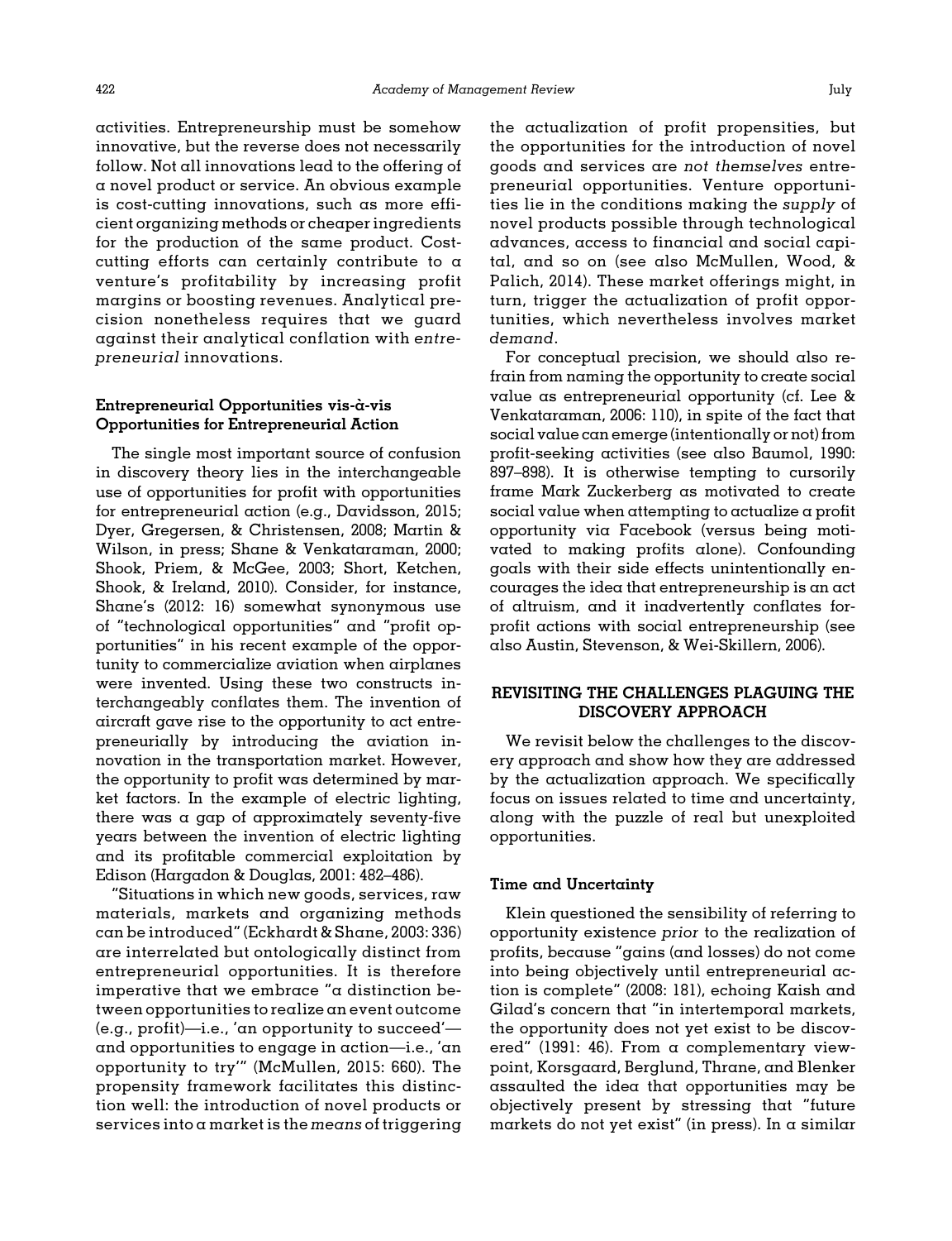activities. Entrepreneurship must be somehow innovative, but the reverse does not necessarily follow. Not all innovations lead to the offering of a novel product or service. An obvious example is cost-cutting innovations, such as more efficient organizing methods or cheaper ingredients for the production of the same product. Cost-cutting efforts can certainly contribute to a venture's profitability by increasing profit margins or boosting revenues. Analytical precision nonetheless requires that we guard against their analytical conflation with *entrepreneurial* innovations.

### Entrepreneurial Opportunities vis-à-vis Opportunities for Entrepreneurial Action

The single most important source of confusion in discovery theory lies in the interchangeable use of opportunities for profit with opportunities for entrepreneurial action (e.g., Davidsson, 2015; Dyer, Gregersen, & Christensen, 2008; Martin & Wilson, in press; Shane & Venkataraman, 2000; Shook, Priem, & McGee, 2003; Short, Ketchen, Shook, & Ireland, 2010). Consider, for instance, Shane's (2012: 16) somewhat synonymous use of "technological opportunities" and "profit opportunities" in his recent example of the opportunity to commercialize aviation when airplanes were invented. Using these two constructs interchangeably conflates them. The invention of aircraft gave rise to the opportunity to act entrepreneurially by introducing the aviation innovation in the transportation market. However, the opportunity to profit was determined by market factors. In the example of electric lighting, there was a gap of approximately seventy-five years between the invention of electric lighting and its profitable commercial exploitation by Edison (Hargadon & Douglas, 2001: 482–486).

"Situations in which new goods, services, raw materials, markets and organizing methods can be introduced" (Eckhardt & Shane, 2003: 336) are interrelated but ontologically distinct from entrepreneurial opportunities. It is therefore imperative that we embrace "a distinction between opportunities to realize an event outcome (e.g., profit)—i.e., 'an opportunity to succeed'—and opportunities to engage in action—i.e., 'an opportunity to try'" (McMullen, 2015: 660). The propensity framework facilitates this distinction well: the introduction of novel products or services into a market is the *means* of triggering the actualization of profit propensities, but the opportunities for the introduction of novel goods and services are *not themselves* entrepreneurial opportunities. Venture opportunities lie in the conditions making the *supply* of novel products possible through technological advances, access to financial and social capital, and so on (see also McMullen, Wood, & Palich, 2014). These market offerings might, in turn, trigger the actualization of profit opportunities, which nevertheless involves market *demand*.

For conceptual precision, we should also refrain from naming the opportunity to create social value as entrepreneurial opportunity (cf. Lee & Venkataraman, 2006: 110), in spite of the fact that social value can emerge (intentionally or not) from profit-seeking activities (see also Baumol, 1990: 897–898). It is otherwise tempting to cursorily frame Mark Zuckerberg as motivated to create social value when attempting to actualize a profit opportunity via Facebook (versus being motivated to making profits alone). Confounding goals with their side effects unintentionally encourages the idea that entrepreneurship is an act of altruism, and it inadvertently conflates for-profit actions with social entrepreneurship (see also Austin, Stevenson, & Wei-Skillern, 2006).

## REVISITING THE CHALLENGES PLAGUING THE DISCOVERY APPROACH

We revisit below the challenges to the discovery approach and show how they are addressed by the actualization approach. We specifically focus on issues related to time and uncertainty, along with the puzzle of real but unexploited opportunities.

### Time and Uncertainty

Klein questioned the sensibility of referring to opportunity existence *prior* to the realization of profits, because "gains (and losses) do not come into being objectively until entrepreneurial action is complete" (2008: 181), echoing Kaish and Gilad's concern that "in intertemporal markets, the opportunity does not yet exist to be discovered" (1991: 46). From a complementary viewpoint, Korsgaard, Berglund, Thrane, and Blenker assaulted the idea that opportunities may be objectively present by stressing that "future markets do not yet exist" (in press). In a similar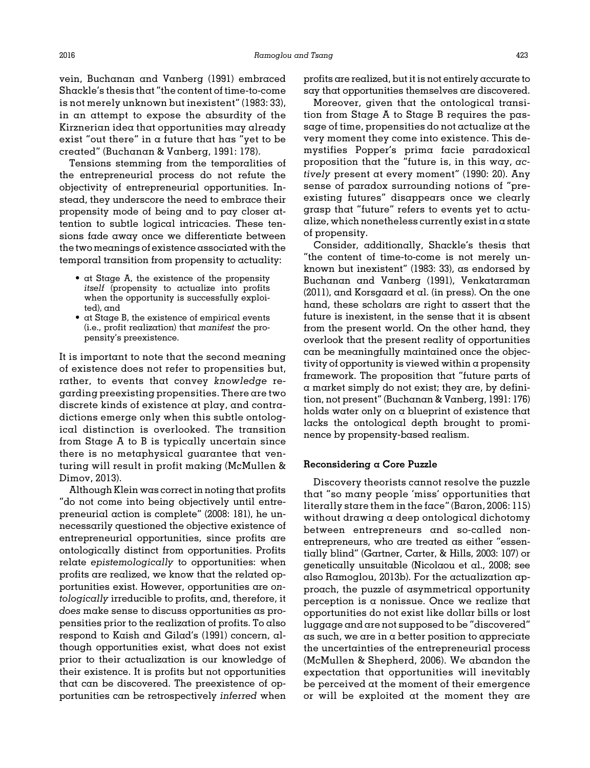vein, Buchanan and Vanberg (1991) embraced Shackle's thesis that "the content of time-to-come is not merely unknown but inexistent" (1983: 33), in an attempt to expose the absurdity of the Kirznerian idea that opportunities may already exist "out there" in a future that has "yet to be created" (Buchanan & Vanberg, 1991: 178).

Tensions stemming from the temporalities of the entrepreneurial process do not refute the objectivity of entrepreneurial opportunities. Instead, they underscore the need to embrace their propensity mode of being and to pay closer attention to subtle logical intricacies. These tensions fade away once we differentiate between the two meanings of existence associated with the temporal transition from propensity to actuality:

- at Stage A, the existence of the propensity *itself* (propensity to actualize into profits when the opportunity is successfully exploited), and
- at Stage B, the existence of empirical events (i.e., profit realization) that *manifest* the propensity's preexistence.

It is important to note that the second meaning of existence does not refer to propensities but, rather, to events that convey *knowledge* regarding preexisting propensities. There are two discrete kinds of existence at play, and contradictions emerge only when this subtle ontological distinction is overlooked. The transition from Stage A to B is typically uncertain since there is no metaphysical guarantee that venturing will result in profit making (McMullen & Dimov, 2013).

Although Klein was correct in noting that profits "do not come into being objectively until entrepreneurial action is complete" (2008: 181), he unnecessarily questioned the objective existence of entrepreneurial opportunities, since profits are ontologically distinct from opportunities. Profits relate *epistemologically* to opportunities: when profits are realized, we know that the related opportunities exist. However, opportunities are *ontologically* irreducible to profits, and, therefore, it *does* make sense to discuss opportunities as propensities prior to the realization of profits. To also respond to Kaish and Gilad's (1991) concern, although opportunities exist, what does not exist prior to their actualization is our knowledge of their existence. It is profits but not opportunities that can be discovered. The preexistence of opportunities can be retrospectively *inferred* when profits are realized, but it is not entirely accurate to say that opportunities themselves are discovered.

Moreover, given that the ontological transition from Stage A to Stage B requires the passage of time, propensities do not actualize at the very moment they come into existence. This demystifies Popper's prima facie paradoxical proposition that the "future is, in this way, *actively* present at every moment" (1990: 20). Any sense of paradox surrounding notions of "preexisting futures" disappears once we clearly grasp that "future" refers to events yet to actualize, which nonetheless currently exist in a state of propensity.

Consider, additionally, Shackle's thesis that "the content of time-to-come is not merely unknown but inexistent" (1983: 33), as endorsed by Buchanan and Vanberg (1991), Venkataraman (2011), and Korsgaard et al. (in press). On the one hand, these scholars are right to assert that the future is inexistent, in the sense that it is absent from the present world. On the other hand, they overlook that the present reality of opportunities can be meaningfully maintained once the objectivity of opportunity is viewed within a propensity framework. The proposition that "future parts of a market simply do not exist; they are, by definition, not present" (Buchanan & Vanberg, 1991: 176) holds water only on a blueprint of existence that lacks the ontological depth brought to prominence by propensity-based realism.

#### Reconsidering a Core Puzzle

Discovery theorists cannot resolve the puzzle that "so many people 'miss' opportunities that literally stare them in the face" (Baron, 2006: 115) without drawing a deep ontological dichotomy between entrepreneurs and so-called non-entrepreneurs, who are treated as either "essentially blind" (Gartner, Carter, & Hills, 2003: 107) or genetically unsuitable (Nicolaou et al., 2008; see also Ramoglou, 2013b). For the actualization approach, the puzzle of asymmetrical opportunity perception is a nonissue. Once we realize that opportunities do not exist like dollar bills or lost luggage and are not supposed to be "discovered" as such, we are in a better position to appreciate the uncertainties of the entrepreneurial process (McMullen & Shepherd, 2006). We abandon the expectation that opportunities will inevitably be perceived at the moment of their emergence or will be exploited at the moment they are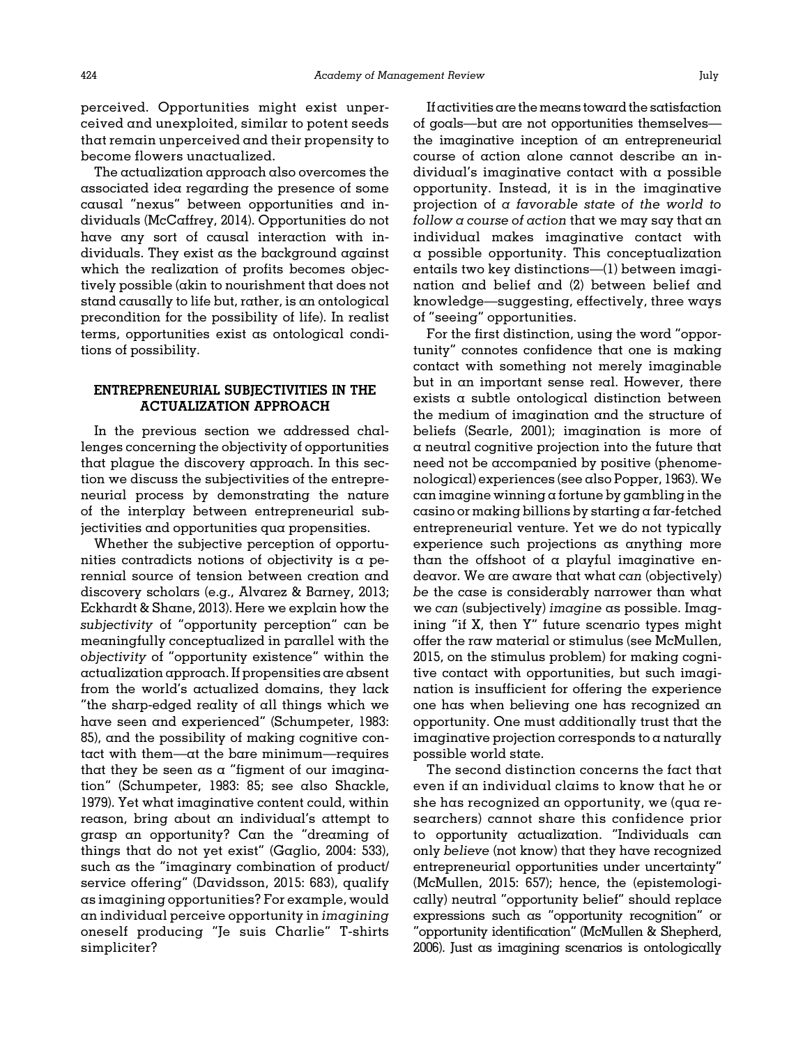perceived. Opportunities might exist unperceived and unexploited, similar to potent seeds that remain unperceived and their propensity to become flowers unactualized.

The actualization approach also overcomes the associated idea regarding the presence of some causal "nexus" between opportunities and individuals (McCaffrey, 2014). Opportunities do not have any sort of causal interaction with individuals. They exist as the background against which the realization of profits becomes objectively possible (akin to nourishment that does not stand causally to life but, rather, is an ontological precondition for the possibility of life). In realist terms, opportunities exist as ontological conditions of possibility.

## ENTREPRENEURIAL SUBJECTIVITIES IN THE ACTUALIZATION APPROACH

In the previous section we addressed challenges concerning the objectivity of opportunities that plague the discovery approach. In this section we discuss the subjectivities of the entrepreneurial process by demonstrating the nature of the interplay between entrepreneurial subjectivities and opportunities qua propensities.

Whether the subjective perception of opportunities contradicts notions of objectivity is a perennial source of tension between creation and discovery scholars (e.g., Alvarez & Barney, 2013; Eckhardt & Shane, 2013). Here we explain how the *subjectivity* of "opportunity perception" can be meaningfully conceptualized in parallel with the *objectivity* of "opportunity existence" within the actualization approach. If propensities are absent from the world's actualized domains, they lack "the sharp-edged reality of all things which we have seen and experienced" (Schumpeter, 1983: 85), and the possibility of making cognitive contact with them—at the bare minimum—requires that they be seen as a "figment of our imagination" (Schumpeter, 1983: 85; see also Shackle, 1979). Yet what imaginative content could, within reason, bring about an individual's attempt to grasp an opportunity? Can the "dreaming of things that do not yet exist" (Gaglio, 2004: 533), such as the "imaginary combination of product/service offering" (Davidsson, 2015: 683), qualify as imagining opportunities? For example, would an individual perceive opportunity in *imagining* oneself producing "Je suis Charlie" T-shirts simpliciter?

If activities are the means toward the satisfaction of goals—but are not opportunities themselves—the imaginative inception of an entrepreneurial course of action alone cannot describe an individual's imaginative contact with a possible opportunity. Instead, it is in the imaginative projection of *a favorable state of the world to follow a course of action* that we may say that an individual makes imaginative contact with a possible opportunity. This conceptualization entails two key distinctions—(1) between imagination and belief and (2) between belief and knowledge—suggesting, effectively, three ways of "seeing" opportunities.

For the first distinction, using the word "opportunity" connotes confidence that one is making contact with something not merely imaginable but in an important sense real. However, there exists a subtle ontological distinction between the medium of imagination and the structure of beliefs (Searle, 2001); imagination is more of a neutral cognitive projection into the future that need not be accompanied by positive (phenomenological) experiences (see also Popper, 1963). We can imagine winning a fortune by gambling in the casino or making billions by starting a far-fetched entrepreneurial venture. Yet we do not typically experience such projections as anything more than the offshoot of a playful imaginative endeavor. We are aware that what *can* (objectively) *be* the case is considerably narrower than what we *can* (subjectively) *imagine* as possible. Imagining "if X, then Y" future scenario types might offer the raw material or stimulus (see McMullen, 2015, on the stimulus problem) for making cognitive contact with opportunities, but such imagination is insufficient for offering the experience one has when believing one has recognized an opportunity. One must additionally trust that the imaginative projection corresponds to a naturally possible world state.

The second distinction concerns the fact that even if an individual claims to know that he or she has recognized an opportunity, we (qua researchers) cannot share this confidence prior to opportunity actualization. "Individuals can only *believe* (not know) that they have recognized entrepreneurial opportunities under uncertainty" (McMullen, 2015: 657); hence, the (epistemologically) neutral "opportunity belief" should replace expressions such as "opportunity recognition" or "opportunity identification" (McMullen & Shepherd, 2006). Just as imagining scenarios is ontologically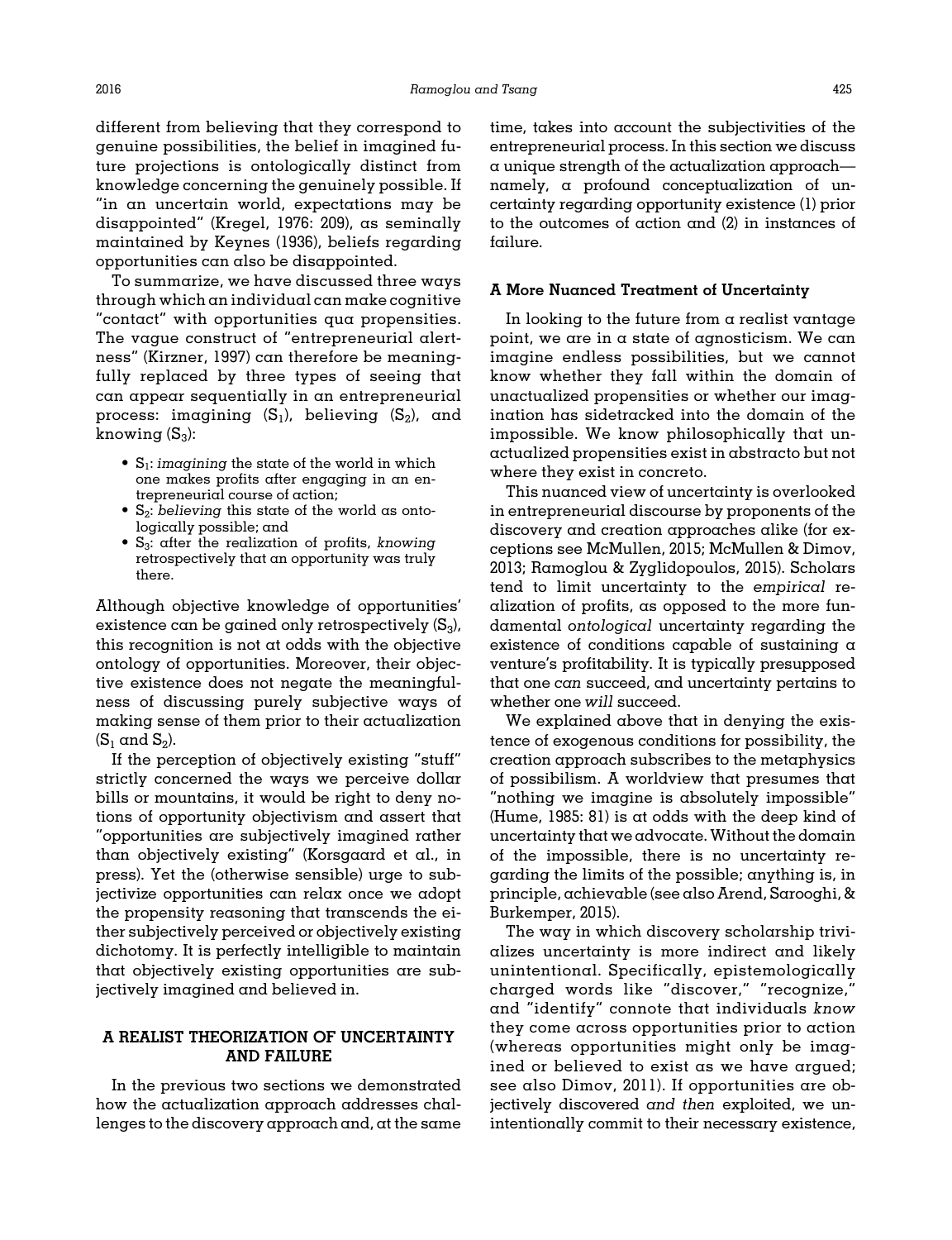different from believing that they correspond to genuine possibilities, the belief in imagined future projections is ontologically distinct from knowledge concerning the genuinely possible. If "in an uncertain world, expectations may be disappointed" (Kregel, 1976: 209), as seminally maintained by Keynes (1936), beliefs regarding opportunities can also be disappointed.

To summarize, we have discussed three ways through which an individual can make cognitive "contact" with opportunities qua propensities. The vague construct of "entrepreneurial alertness" (Kirzner, 1997) can therefore be meaningfully replaced by three types of seeing that can appear sequentially in an entrepreneurial process: imagining ($S_1$), believing ($S_2$), and knowing ($S_3$):

- $S_1$: *imagining* the state of the world in which one makes profits after engaging in an entrepreneurial course of action;
- $S_2$: *believing* this state of the world as ontologically possible; and
- $S_3$: after the realization of profits, *knowing* retrospectively that an opportunity was truly there.

Although objective knowledge of opportunities' existence can be gained only retrospectively ($S_3$), this recognition is not at odds with the objective ontology of opportunities. Moreover, their objective existence does not negate the meaningfulness of discussing purely subjective ways of making sense of them prior to their actualization ($S_1$ and $S_2$).

If the perception of objectively existing "stuff" strictly concerned the ways we perceive dollar bills or mountains, it would be right to deny notions of opportunity objectivism and assert that "opportunities are subjectively imagined rather than objectively existing" (Korsgaard et al., in press). Yet the (otherwise sensible) urge to subjectivize opportunities can relax once we adopt the propensity reasoning that transcends the either subjectively perceived or objectively existing dichotomy. It is perfectly intelligible to maintain that objectively existing opportunities are subjectively imagined and believed in.

## A REALIST THEORIZATION OF UNCERTAINTY AND FAILURE

In the previous two sections we demonstrated how the actualization approach addresses challenges to the discovery approach and, at the same time, takes into account the subjectivities of the entrepreneurial process. In this section we discuss a unique strength of the actualization approach—namely, a profound conceptualization of uncertainty regarding opportunity existence (1) prior to the outcomes of action and (2) in instances of failure.

### A More Nuanced Treatment of Uncertainty

In looking to the future from a realist vantage point, we are in a state of agnosticism. We can imagine endless possibilities, but we cannot know whether they fall within the domain of unactualized propensities or whether our imagination has sidetracked into the domain of the impossible. We know philosophically that unactualized propensities exist in abstracto but not where they exist in concreto.

This nuanced view of uncertainty is overlooked in entrepreneurial discourse by proponents of the discovery and creation approaches alike (for exceptions see McMullen, 2015; McMullen & Dimov, 2013; Ramoglou & Zyglidopoulos, 2015). Scholars tend to limit uncertainty to the *empirical* realization of profits, as opposed to the more fundamental *ontological* uncertainty regarding the existence of conditions capable of sustaining a venture's profitability. It is typically presupposed that one *can* succeed, and uncertainty pertains to whether one *will* succeed.

We explained above that in denying the existence of exogenous conditions for possibility, the creation approach subscribes to the metaphysics of possibilism. A worldview that presumes that "nothing we imagine is absolutely impossible" (Hume, 1985: 81) is at odds with the deep kind of uncertainty that we advocate. Without the domain of the impossible, there is no uncertainty regarding the limits of the possible; anything is, in principle, achievable (see also Arend, Sarooghi, & Burkemper, 2015).

The way in which discovery scholarship trivializes uncertainty is more indirect and likely unintentional. Specifically, epistemologically charged words like "discover," "recognize," and "identify" connote that individuals *know* they come across opportunities prior to action (whereas opportunities might only be imagined or believed to exist as we have argued; see also Dimov, 2011). If opportunities are objectively discovered *and then* exploited, we unintentionally commit to their necessary existence,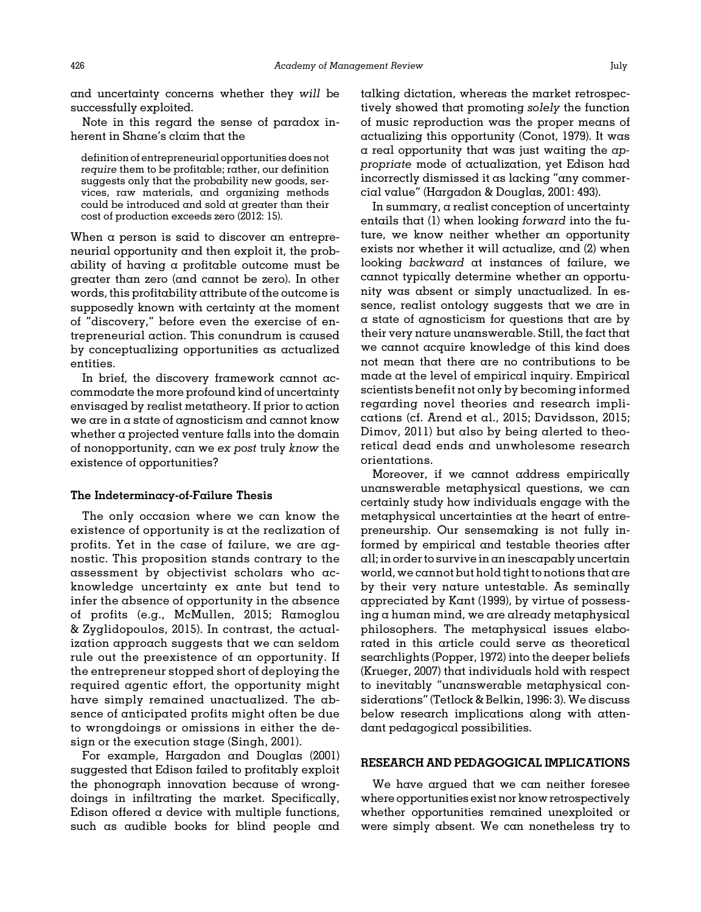and uncertainty concerns whether they *will* be successfully exploited.

Note in this regard the sense of paradox inherent in Shane's claim that the

> definition of entrepreneurial opportunities does not *require* them to be profitable; rather, our definition suggests only that the probability new goods, services, raw materials, and organizing methods could be introduced and sold at greater than their cost of production exceeds zero (2012: 15).

When a person is said to discover an entrepreneurial opportunity and then exploit it, the probability of having a profitable outcome must be greater than zero (and cannot be zero). In other words, this profitability attribute of the outcome is supposedly known with certainty at the moment of "discovery," before even the exercise of entrepreneurial action. This conundrum is caused by conceptualizing opportunities as actualized entities.

In brief, the discovery framework cannot accommodate the more profound kind of uncertainty envisaged by realist metatheory. If prior to action we are in a state of agnosticism and cannot know whether a projected venture falls into the domain of nonopportunity, can we *ex post* truly *know* the existence of opportunities?

### The Indeterminacy-of-Failure Thesis

The only occasion where we can know the existence of opportunity is at the realization of profits. Yet in the case of failure, we are agnostic. This proposition stands contrary to the assessment by objectivist scholars who acknowledge uncertainty ex ante but tend to infer the absence of opportunity in the absence of profits (e.g., McMullen, 2015; Ramoglou & Zyglidopoulos, 2015). In contrast, the actualization approach suggests that we can seldom rule out the preexistence of an opportunity. If the entrepreneur stopped short of deploying the required agentic effort, the opportunity might have simply remained unactualized. The absence of anticipated profits might often be due to wrongdoings or omissions in either the design or the execution stage (Singh, 2001).

For example, Hargadon and Douglas (2001) suggested that Edison failed to profitably exploit the phonograph innovation because of wrongdoings in infiltrating the market. Specifically, Edison offered a device with multiple functions, such as audible books for blind people and talking dictation, whereas the market retrospectively showed that promoting *solely* the function of music reproduction was the proper means of actualizing this opportunity (Conot, 1979). It was a real opportunity that was just waiting the *appropriate* mode of actualization, yet Edison had incorrectly dismissed it as lacking "any commercial value" (Hargadon & Douglas, 2001: 493).

In summary, a realist conception of uncertainty entails that (1) when looking *forward* into the future, we know neither whether an opportunity exists nor whether it will actualize, and (2) when looking *backward* at instances of failure, we cannot typically determine whether an opportunity was absent or simply unactualized. In essence, realist ontology suggests that we are in a state of agnosticism for questions that are by their very nature unanswerable. Still, the fact that we cannot acquire knowledge of this kind does not mean that there are no contributions to be made at the level of empirical inquiry. Empirical scientists benefit not only by becoming informed regarding novel theories and research implications (cf. Arend et al., 2015; Davidsson, 2015; Dimov, 2011) but also by being alerted to theoretical dead ends and unwholesome research orientations.

Moreover, if we cannot address empirically unanswerable metaphysical questions, we can certainly study how individuals engage with the metaphysical uncertainties at the heart of entrepreneurship. Our sensemaking is not fully informed by empirical and testable theories after all; in order to survive in an inescapably uncertain world, we cannot but hold tight to notions that are by their very nature untestable. As seminally appreciated by Kant (1999), by virtue of possessing a human mind, we are already metaphysical philosophers. The metaphysical issues elaborated in this article could serve as theoretical searchlights (Popper, 1972) into the deeper beliefs (Krueger, 2007) that individuals hold with respect to inevitably "unanswerable metaphysical considerations" (Tetlock & Belkin, 1996: 3). We discuss below research implications along with attendant pedagogical possibilities.

## RESEARCH AND PEDAGOGICAL IMPLICATIONS

We have argued that we can neither foresee where opportunities exist nor know retrospectively whether opportunities remained unexploited or were simply absent. We can nonetheless try to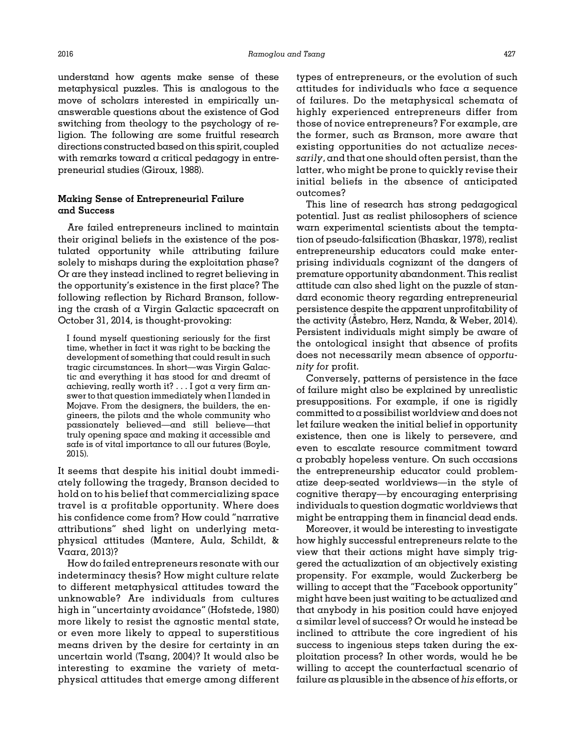understand how agents make sense of these metaphysical puzzles. This is analogous to the move of scholars interested in empirically unanswerable questions about the existence of God switching from theology to the psychology of religion. The following are some fruitful research directions constructed based on this spirit, coupled with remarks toward a critical pedagogy in entrepreneurial studies (Giroux, 1988).

### Making Sense of Entrepreneurial Failure and Success

Are failed entrepreneurs inclined to maintain their original beliefs in the existence of the postulated opportunity while attributing failure solely to mishaps during the exploitation phase? Or are they instead inclined to regret believing in the opportunity's existence in the first place? The following reflection by Richard Branson, following the crash of a Virgin Galactic spacecraft on October 31, 2014, is thought-provoking:

> I found myself questioning seriously for the first time, whether in fact it was right to be backing the development of something that could result in such tragic circumstances. In short—was Virgin Galactic and everything it has stood for and dreamt of achieving, really worth it? . . . I got a very firm answer to that question immediately when I landed in Mojave. From the designers, the builders, the engineers, the pilots and the whole community who passionately believed—and still believe—that truly opening space and making it accessible and safe is of vital importance to all our futures (Boyle, 2015).

It seems that despite his initial doubt immediately following the tragedy, Branson decided to hold on to his belief that commercializing space travel is a profitable opportunity. Where does his confidence come from? How could "narrative attributions" shed light on underlying metaphysical attitudes (Mantere, Aula, Schildt, & Vaara, 2013)?

How do failed entrepreneurs resonate with our indeterminacy thesis? How might culture relate to different metaphysical attitudes toward the unknowable? Are individuals from cultures high in "uncertainty avoidance" (Hofstede, 1980) more likely to resist the agnostic mental state, or even more likely to appeal to superstitious means driven by the desire for certainty in an uncertain world (Tsang, 2004)? It would also be interesting to examine the variety of metaphysical attitudes that emerge among different types of entrepreneurs, or the evolution of such attitudes for individuals who face a sequence of failures. Do the metaphysical schemata of highly experienced entrepreneurs differ from those of novice entrepreneurs? For example, are the former, such as Branson, more aware that existing opportunities do not actualize *necessarily*, and that one should often persist, than the latter, who might be prone to quickly revise their initial beliefs in the absence of anticipated outcomes?

This line of research has strong pedagogical potential. Just as realist philosophers of science warn experimental scientists about the temptation of pseudo-falsification (Bhaskar, 1978), realist entrepreneurship educators could make enterprising individuals cognizant of the dangers of premature opportunity abandonment. This realist attitude can also shed light on the puzzle of standard economic theory regarding entrepreneurial persistence despite the apparent unprofitability of the activity (Åstebro, Herz, Nanda, & Weber, 2014). Persistent individuals might simply be aware of the ontological insight that absence of profits does not necessarily mean absence of *opportunity for* profit.

Conversely, patterns of persistence in the face of failure might also be explained by unrealistic presuppositions. For example, if one is rigidly committed to a possibilist worldview and does not let failure weaken the initial belief in opportunity existence, then one is likely to persevere, and even to escalate resource commitment toward a probably hopeless venture. On such occasions the entrepreneurship educator could problematize deep-seated worldviews—in the style of cognitive therapy—by encouraging enterprising individuals to question dogmatic worldviews that might be entrapping them in financial dead ends.

Moreover, it would be interesting to investigate how highly successful entrepreneurs relate to the view that their actions might have simply triggered the actualization of an objectively existing propensity. For example, would Zuckerberg be willing to accept that the "Facebook opportunity" might have been just waiting to be actualized and that anybody in his position could have enjoyed a similar level of success? Or would he instead be inclined to attribute the core ingredient of his success to ingenious steps taken during the exploitation process? In other words, would he be willing to accept the counterfactual scenario of failure as plausible in the absence of *his* efforts, or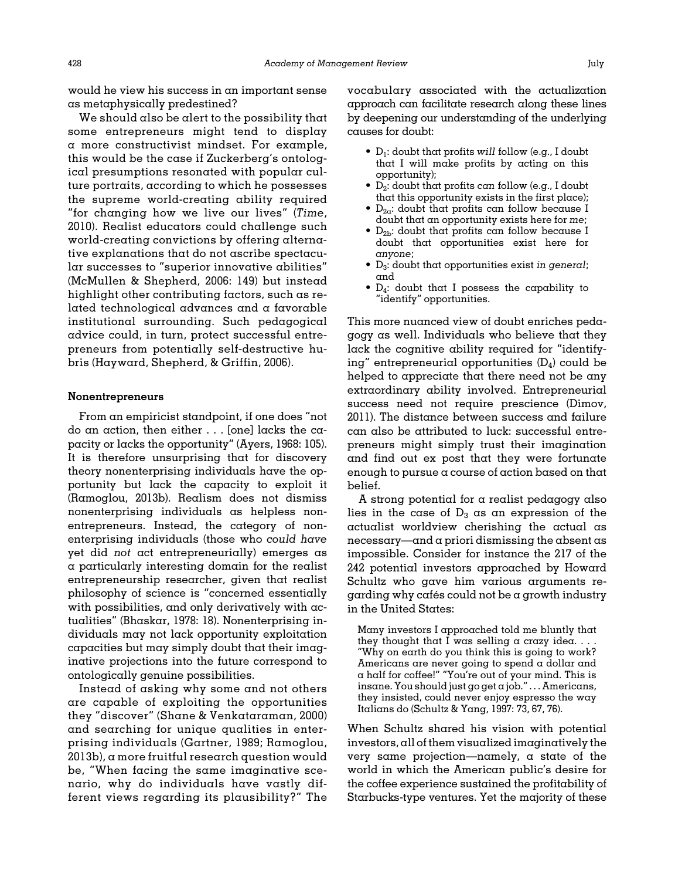would he view his success in an important sense as metaphysically predestined?

We should also be alert to the possibility that some entrepreneurs might tend to display a more constructivist mindset. For example, this would be the case if Zuckerberg's ontological presumptions resonated with popular culture portraits, according to which he possesses the supreme world-creating ability required "for changing how we live our lives" (*Time*, 2010). Realist educators could challenge such world-creating convictions by offering alternative explanations that do not ascribe spectacular successes to "superior innovative abilities" (McMullen & Shepherd, 2006: 149) but instead highlight other contributing factors, such as related technological advances and a favorable institutional surrounding. Such pedagogical advice could, in turn, protect successful entrepreneurs from potentially self-destructive hubris (Hayward, Shepherd, & Griffin, 2006).

### Nonentrepreneurs

From an empiricist standpoint, if one does "not do an action, then either . . . [one] lacks the capacity or lacks the opportunity" (Ayers, 1968: 105). It is therefore unsurprising that for discovery theory nonenterprising individuals have the opportunity but lack the capacity to exploit it (Ramoglou, 2013b). Realism does not dismiss nonenterprising individuals as helpless nonentrepreneurs. Instead, the category of nonenterprising individuals (those who *could have* yet did *not* act entrepreneurially) emerges as a particularly interesting domain for the realist entrepreneurship researcher, given that realist philosophy of science is "concerned essentially with possibilities, and only derivatively with actualities" (Bhaskar, 1978: 18). Nonenterprising individuals may not lack opportunity exploitation capacities but may simply doubt that their imaginative projections into the future correspond to ontologically genuine possibilities.

Instead of asking why some and not others are capable of exploiting the opportunities they "discover" (Shane & Venkataraman, 2000) and searching for unique qualities in enterprising individuals (Gartner, 1989; Ramoglou, 2013b), a more fruitful research question would be, "When facing the same imaginative scenario, why do individuals have vastly different views regarding its plausibility?" The vocabulary associated with the actualization approach can facilitate research along these lines by deepening our understanding of the underlying causes for doubt:

- $D_1$: doubt that profits *will* follow (e.g., I doubt that I will make profits by acting on this opportunity);
- $D_2$: doubt that profits *can* follow (e.g., I doubt that this opportunity exists in the first place);
- $D_{2a}$: doubt that profits can follow because I doubt that an opportunity exists here for *me*;
- $D_{2b}$: doubt that profits can follow because I doubt that opportunities exist here for *anyone*;
- $D_3$: doubt that opportunities exist *in general*; and
- $D_4$: doubt that I possess the capability to "identify" opportunities.

This more nuanced view of doubt enriches pedagogy as well. Individuals who believe that they lack the cognitive ability required for "identifying" entrepreneurial opportunities ($D_4$) could be helped to appreciate that there need not be any extraordinary ability involved. Entrepreneurial success need not require prescience (Dimov, 2011). The distance between success and failure can also be attributed to luck: successful entrepreneurs might simply trust their imagination and find out ex post that they were fortunate enough to pursue a course of action based on that belief.

A strong potential for a realist pedagogy also lies in the case of $D_3$ as an expression of the actualist worldview cherishing the actual as necessary—and a priori dismissing the absent as impossible. Consider for instance the 217 of the 242 potential investors approached by Howard Schultz who gave him various arguments regarding why cafés could not be a growth industry in the United States:

> Many investors I approached told me bluntly that they thought that I was selling a crazy idea. . . . "Why on earth do you think this is going to work? Americans are never going to spend a dollar and a half for coffee!" "You're out of your mind. This is insane. You should just go get a job." . . . Americans, they insisted, could never enjoy espresso the way Italians do (Schultz & Yang, 1997: 73, 67, 76).

When Schultz shared his vision with potential investors, all of them visualized imaginatively the very same projection—namely, a state of the world in which the American public's desire for the coffee experience sustained the profitability of Starbucks-type ventures. Yet the majority of these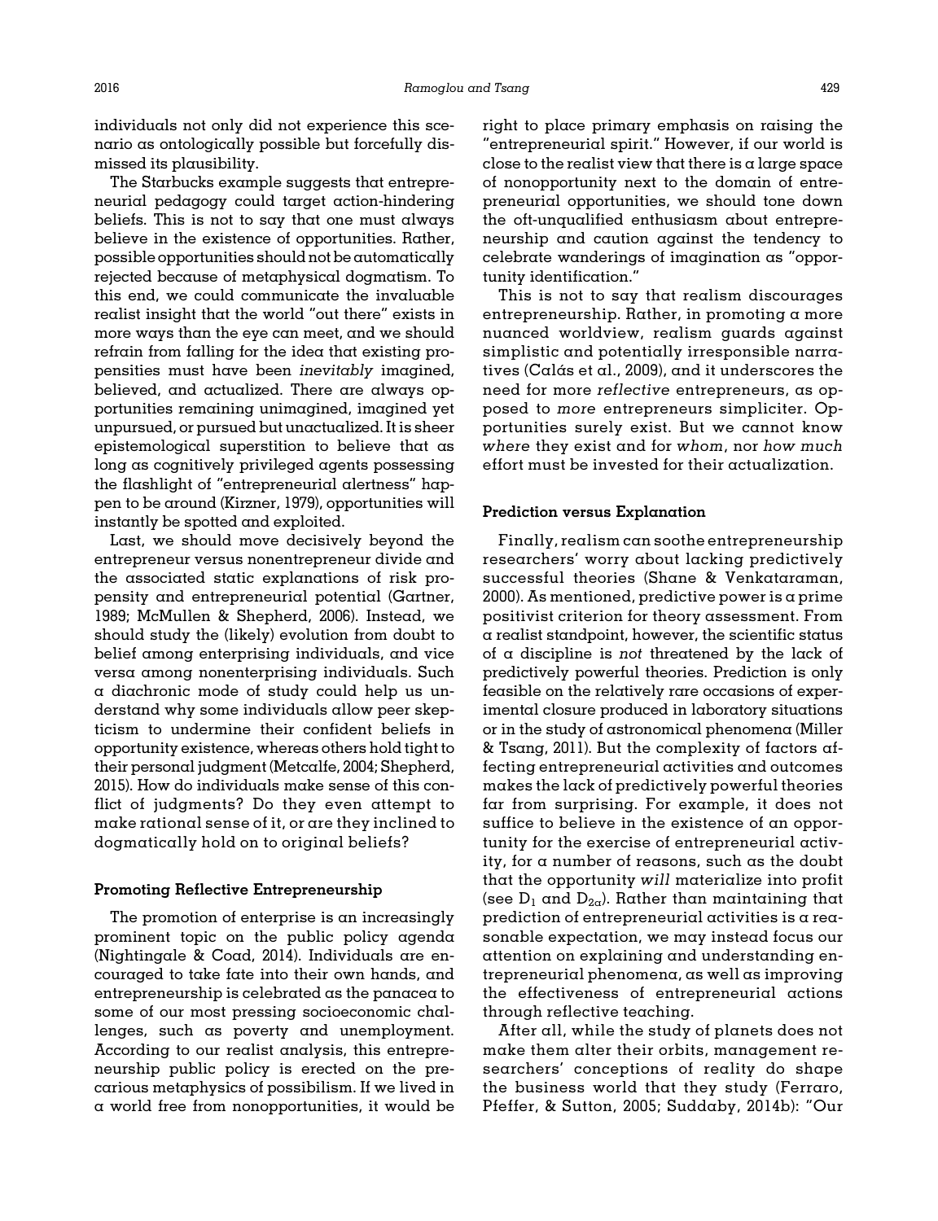individuals not only did not experience this scenario as ontologically possible but forcefully dismissed its plausibility.

The Starbucks example suggests that entrepreneurial pedagogy could target action-hindering beliefs. This is not to say that one must always believe in the existence of opportunities. Rather, possible opportunities should not be automatically rejected because of metaphysical dogmatism. To this end, we could communicate the invaluable realist insight that the world "out there" exists in more ways than the eye can meet, and we should refrain from falling for the idea that existing propensities must have been *inevitably* imagined, believed, and actualized. There are always opportunities remaining unimagined, imagined yet unpursued, or pursued but unactualized. It is sheer epistemological superstition to believe that as long as cognitively privileged agents possessing the flashlight of "entrepreneurial alertness" happen to be around (Kirzner, 1979), opportunities will instantly be spotted and exploited.

Last, we should move decisively beyond the entrepreneur versus nonentrepreneur divide and the associated static explanations of risk propensity and entrepreneurial potential (Gartner, 1989; McMullen & Shepherd, 2006). Instead, we should study the (likely) evolution from doubt to belief among enterprising individuals, and vice versa among nonenterprising individuals. Such a diachronic mode of study could help us understand why some individuals allow peer skepticism to undermine their confident beliefs in opportunity existence, whereas others hold tight to their personal judgment (Metcalfe, 2004; Shepherd, 2015). How do individuals make sense of this conflict of judgments? Do they even attempt to make rational sense of it, or are they inclined to dogmatically hold on to original beliefs?

### Promoting Reflective Entrepreneurship

The promotion of enterprise is an increasingly prominent topic on the public policy agenda (Nightingale & Coad, 2014). Individuals are encouraged to take fate into their own hands, and entrepreneurship is celebrated as the panacea to some of our most pressing socioeconomic challenges, such as poverty and unemployment. According to our realist analysis, this entrepreneurship public policy is erected on the precarious metaphysics of possibilism. If we lived in a world free from nonopportunities, it would be right to place primary emphasis on raising the "entrepreneurial spirit." However, if our world is close to the realist view that there is a large space of nonopportunity next to the domain of entrepreneurial opportunities, we should tone down the oft-unqualified enthusiasm about entrepreneurship and caution against the tendency to celebrate wanderings of imagination as "opportunity identification."

This is not to say that realism discourages entrepreneurship. Rather, in promoting a more nuanced worldview, realism guards against simplistic and potentially irresponsible narratives (Calás et al., 2009), and it underscores the need for more *reflective* entrepreneurs, as opposed to *more* entrepreneurs simpliciter. Opportunities surely exist. But we cannot know *where* they exist and for *whom*, nor *how much* effort must be invested for their actualization.

### Prediction versus Explanation

Finally, realism can soothe entrepreneurship researchers' worry about lacking predictively successful theories (Shane & Venkataraman, 2000). As mentioned, predictive power is a prime positivist criterion for theory assessment. From a realist standpoint, however, the scientific status of a discipline is *not* threatened by the lack of predictively powerful theories. Prediction is only feasible on the relatively rare occasions of experimental closure produced in laboratory situations or in the study of astronomical phenomena (Miller & Tsang, 2011). But the complexity of factors affecting entrepreneurial activities and outcomes makes the lack of predictively powerful theories far from surprising. For example, it does not suffice to believe in the existence of an opportunity for the exercise of entrepreneurial activity, for a number of reasons, such as the doubt that the opportunity *will* materialize into profit (see $D_1$ and $D_{2a}$). Rather than maintaining that prediction of entrepreneurial activities is a reasonable expectation, we may instead focus our attention on explaining and understanding entrepreneurial phenomena, as well as improving the effectiveness of entrepreneurial actions through reflective teaching.

After all, while the study of planets does not make them alter their orbits, management researchers' conceptions of reality do shape the business world that they study (Ferraro, Pfeffer, & Sutton, 2005; Suddaby, 2014b): "Our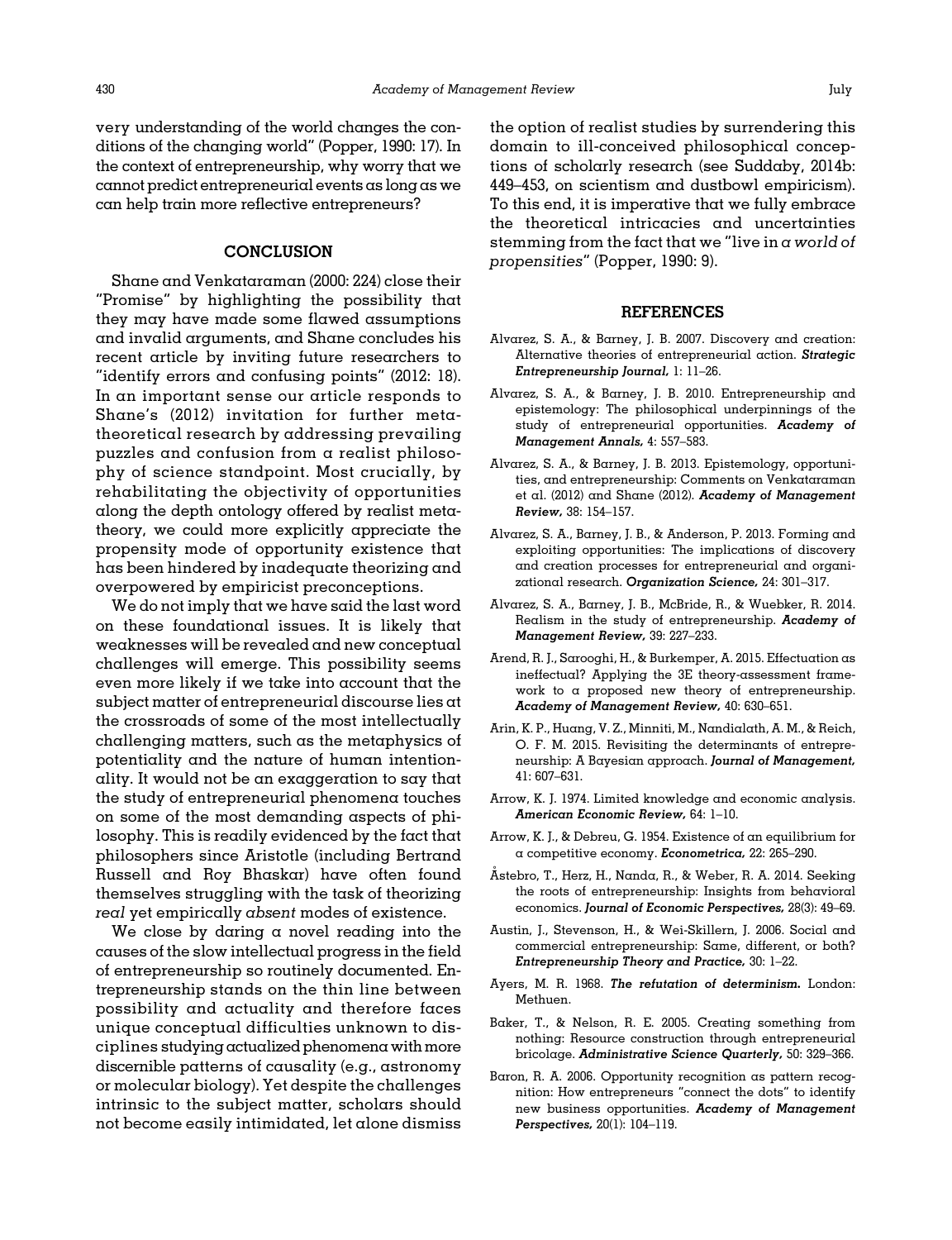very understanding of the world changes the conditions of the changing world" (Popper, 1990: 17). In the context of entrepreneurship, why worry that we cannot predict entrepreneurial events as long as we can help train more reflective entrepreneurs?

## CONCLUSION

Shane and Venkataraman (2000: 224) close their "Promise" by highlighting the possibility that they may have made some flawed assumptions and invalid arguments, and Shane concludes his recent article by inviting future researchers to "identify errors and confusing points" (2012: 18). In an important sense our article responds to Shane's (2012) invitation for further metatheoretical research by addressing prevailing puzzles and confusion from a realist philosophy of science standpoint. Most crucially, by rehabilitating the objectivity of opportunities along the depth ontology offered by realist metatheory, we could more explicitly appreciate the propensity mode of opportunity existence that has been hindered by inadequate theorizing and overpowered by empiricist preconceptions.

We do not imply that we have said the last word on these foundational issues. It is likely that weaknesses will be revealed and new conceptual challenges will emerge. This possibility seems even more likely if we take into account that the subject matter of entrepreneurial discourse lies at the crossroads of some of the most intellectually challenging matters, such as the metaphysics of potentiality and the nature of human intentionality. It would not be an exaggeration to say that the study of entrepreneurial phenomena touches on some of the most demanding aspects of philosophy. This is readily evidenced by the fact that philosophers since Aristotle (including Bertrand Russell and Roy Bhaskar) have often found themselves struggling with the task of theorizing *real* yet empirically *absent* modes of existence.

We close by daring a novel reading into the causes of the slow intellectual progress in the field of entrepreneurship so routinely documented. Entrepreneurship stands on the thin line between possibility and actuality and therefore faces unique conceptual difficulties unknown to disciplines studying actualized phenomena with more discernible patterns of causality (e.g., astronomy or molecular biology). Yet despite the challenges intrinsic to the subject matter, scholars should not become easily intimidated, let alone dismiss the option of realist studies by surrendering this domain to ill-conceived philosophical conceptions of scholarly research (see Suddaby, 2014b: 449–453, on scientism and dustbowl empiricism). To this end, it is imperative that we fully embrace the theoretical intricacies and uncertainties stemming from the fact that we "live in *a world of propensities*" (Popper, 1990: 9).

## REFERENCES

Alvarez, S. A., & Barney, J. B. 2007. Discovery and creation: Alternative theories of entrepreneurial action. ***Strategic Entrepreneurship Journal,*** 1: 11–26.

Alvarez, S. A., & Barney, J. B. 2010. Entrepreneurship and epistemology: The philosophical underpinnings of the study of entrepreneurial opportunities. ***Academy of Management Annals,*** 4: 557–583.

Alvarez, S. A., & Barney, J. B. 2013. Epistemology, opportunities, and entrepreneurship: Comments on Venkataraman et al. (2012) and Shane (2012). ***Academy of Management Review,*** 38: 154–157.

Alvarez, S. A., Barney, J. B., & Anderson, P. 2013. Forming and exploiting opportunities: The implications of discovery and creation processes for entrepreneurial and organizational research. ***Organization Science,*** 24: 301–317.

Alvarez, S. A., Barney, J. B., McBride, R., & Wuebker, R. 2014. Realism in the study of entrepreneurship. ***Academy of Management Review,*** 39: 227–233.

Arend, R. J., Sarooghi, H., & Burkemper, A. 2015. Effectuation as ineffectual? Applying the 3E theory-assessment framework to a proposed new theory of entrepreneurship. ***Academy of Management Review,*** 40: 630–651.

Arin, K. P., Huang, V. Z., Minniti, M., Nandialath, A. M., & Reich, O. F. M. 2015. Revisiting the determinants of entrepreneurship: A Bayesian approach. ***Journal of Management,*** 41: 607–631.

Arrow, K. J. 1974. Limited knowledge and economic analysis. ***American Economic Review,*** 64: 1–10.

Arrow, K. J., & Debreu, G. 1954. Existence of an equilibrium for a competitive economy. ***Econometrica,*** 22: 265–290.

Åstebro, T., Herz, H., Nanda, R., & Weber, R. A. 2014. Seeking the roots of entrepreneurship: Insights from behavioral economics. ***Journal of Economic Perspectives,*** 28(3): 49–69.

Austin, J., Stevenson, H., & Wei-Skillern, J. 2006. Social and commercial entrepreneurship: Same, different, or both? ***Entrepreneurship Theory and Practice,*** 30: 1–22.

Ayers, M. R. 1968. ***The refutation of determinism.*** London: Methuen.

Baker, T., & Nelson, R. E. 2005. Creating something from nothing: Resource construction through entrepreneurial bricolage. ***Administrative Science Quarterly,*** 50: 329–366.

Baron, R. A. 2006. Opportunity recognition as pattern recognition: How entrepreneurs "connect the dots" to identify new business opportunities. ***Academy of Management Perspectives,*** 20(1): 104–119.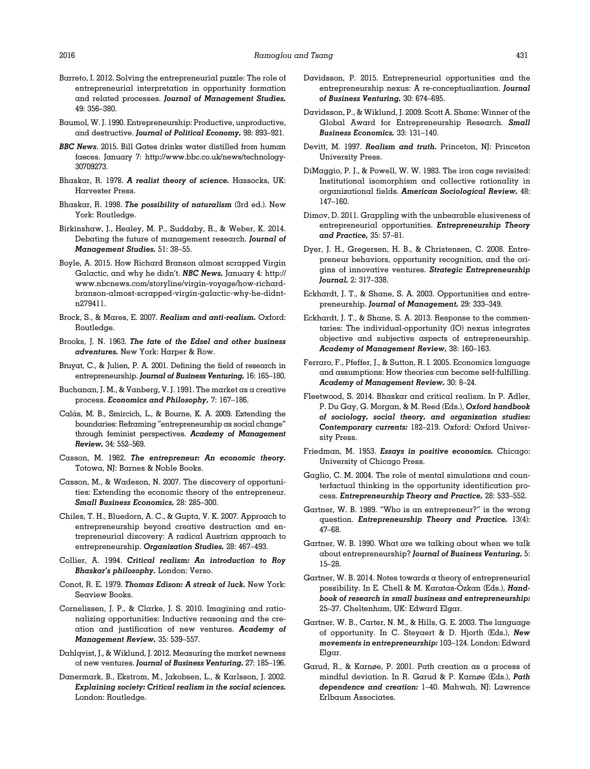Barreto, I. 2012. Solving the entrepreneurial puzzle: The role of entrepreneurial interpretation in opportunity formation and related processes. ***Journal of Management Studies,*** 49: 356–380.

Baumol, W. J. 1990. Entrepreneurship: Productive, unproductive, and destructive. ***Journal of Political Economy,*** 98: 893–921.

***BBC News***. 2015. Bill Gates drinks water distilled from human faeces. January 7: http://www.bbc.co.uk/news/technology-30709273.

Bhaskar, R. 1978. ***A realist theory of science.*** Hassocks, UK: Harvester Press.

Bhaskar, R. 1998. ***The possibility of naturalism*** (3rd ed.). New York: Routledge.

Birkinshaw, J., Healey, M. P., Suddaby, R., & Weber, K. 2014. Debating the future of management research. ***Journal of Management Studies,*** 51: 38–55.

Boyle, A. 2015. How Richard Branson almost scrapped Virgin Galactic, and why he didn't. ***NBC News,*** January 4: http://www.nbcnews.com/storyline/virgin-voyage/how-richard-branson-almost-scrapped-virgin-galactic-why-he-didnt-n279411.

Brock, S., & Mares, E. 2007. ***Realism and anti-realism.*** Oxford: Routledge.

Brooks, J. N. 1963. ***The fate of the Edsel and other business adventures.*** New York: Harper & Row.

Bruyat, C., & Julien, P. A. 2001. Defining the field of research in entrepreneurship. ***Journal of Business Venturing,*** 16: 165–180.

Buchanan, J. M., & Vanberg, V. J. 1991. The market as a creative process. ***Economics and Philosophy,*** 7: 167–186.

Calás, M. B., Smircich, L., & Bourne, K. A. 2009. Extending the boundaries: Reframing "entrepreneurship as social change" through feminist perspectives. ***Academy of Management Review,*** 34: 552–569.

Casson, M. 1982. ***The entrepreneur: An economic theory.*** Totowa, NJ: Barnes & Noble Books.

Casson, M., & Wadeson, N. 2007. The discovery of opportunities: Extending the economic theory of the entrepreneur. ***Small Business Economics,*** 28: 285–300.

Chiles, T. H., Bluedorn, A. C., & Gupta, V. K. 2007. Approach to entrepreneurship beyond creative destruction and entrepreneurial discovery: A radical Austrian approach to entrepreneurship. ***Organization Studies,*** 28: 467–493.

Collier, A. 1994. ***Critical realism: An introduction to Roy Bhaskar's philosophy.*** London: Verso.

Conot, R. E. 1979. ***Thomas Edison: A streak of luck.*** New York: Seaview Books.

Cornelissen, J. P., & Clarke, J. S. 2010. Imagining and rationalizing opportunities: Inductive reasoning and the creation and justification of new ventures. ***Academy of Management Review,*** 35: 539–557.

Dahlqvist, J., & Wiklund, J. 2012. Measuring the market newness of new ventures. ***Journal of Business Venturing,*** 27: 185–196.

Danermark, B., Ekstrom, M., Jakobsen, L., & Karlsson, J. 2002. ***Explaining society: Critical realism in the social sciences.*** London: Routledge.

Davidsson, P. 2015. Entrepreneurial opportunities and the entrepreneurship nexus: A re-conceptualization. ***Journal of Business Venturing,*** 30: 674–695.

Davidsson, P., & Wiklund, J. 2009. Scott A. Shane: Winner of the Global Award for Entrepreneurship Research. ***Small Business Economics,*** 33: 131–140.

Devitt, M. 1997. ***Realism and truth.*** Princeton, NJ: Princeton University Press.

DiMaggio, P. J., & Powell, W. W. 1983. The iron cage revisited: Institutional isomorphism and collective rationality in organizational fields. ***American Sociological Review,*** 48: 147–160.

Dimov, D. 2011. Grappling with the unbearable elusiveness of entrepreneurial opportunities. ***Entrepreneurship Theory and Practice,*** 35: 57–81.

Dyer, J. H., Gregersen, H. B., & Christensen, C. 2008. Entrepreneur behaviors, opportunity recognition, and the origins of innovative ventures. ***Strategic Entrepreneurship Journal,*** 2: 317–338.

Eckhardt, J. T., & Shane, S. A. 2003. Opportunities and entrepreneurship. ***Journal of Management,*** 29: 333–349.

Eckhardt, J. T., & Shane, S. A. 2013. Response to the commentaries: The individual-opportunity (IO) nexus integrates objective and subjective aspects of entrepreneurship. ***Academy of Management Review,*** 38: 160–163.

Ferraro, F., Pfeffer, J., & Sutton, R. I. 2005. Economics language and assumptions: How theories can become self-fulfilling. ***Academy of Management Review,*** 30: 8–24.

Fleetwood, S. 2014. Bhaskar and critical realism. In P. Adler, P. Du Gay, G. Morgan, & M. Reed (Eds.), ***Oxford handbook of sociology, social theory, and organization studies: Contemporary currents:*** 182–219. Oxford: Oxford University Press.

Friedman, M. 1953. ***Essays in positive economics.*** Chicago: University of Chicago Press.

Gaglio, C. M. 2004. The role of mental simulations and counterfactual thinking in the opportunity identification process. ***Entrepreneurship Theory and Practice,*** 28: 533–552.

Gartner, W. B. 1989. "Who is an entrepreneur?" is the wrong question. ***Entrepreneurship Theory and Practice,*** 13(4): 47–68.

Gartner, W. B. 1990. What are we talking about when we talk about entrepreneurship? ***Journal of Business Venturing,*** 5: 15–28.

Gartner, W. B. 2014. Notes towards a theory of entrepreneurial possibility. In E. Chell & M. Karatas-Özkan (Eds.), ***Handbook of research in small business and entrepreneurship:*** 25–37. Cheltenham, UK: Edward Elgar.

Gartner, W. B., Carter, N. M., & Hills, G. E. 2003. The language of opportunity. In C. Steyaert & D. Hjorth (Eds.), ***New movements in entrepreneurship:*** 103–124. London: Edward Elgar.

Garud, R., & Karnøe, P. 2001. Path creation as a process of mindful deviation. In R. Garud & P. Karnøe (Eds.), ***Path dependence and creation:*** 1–40. Mahwah, NJ: Lawrence Erlbaum Associates.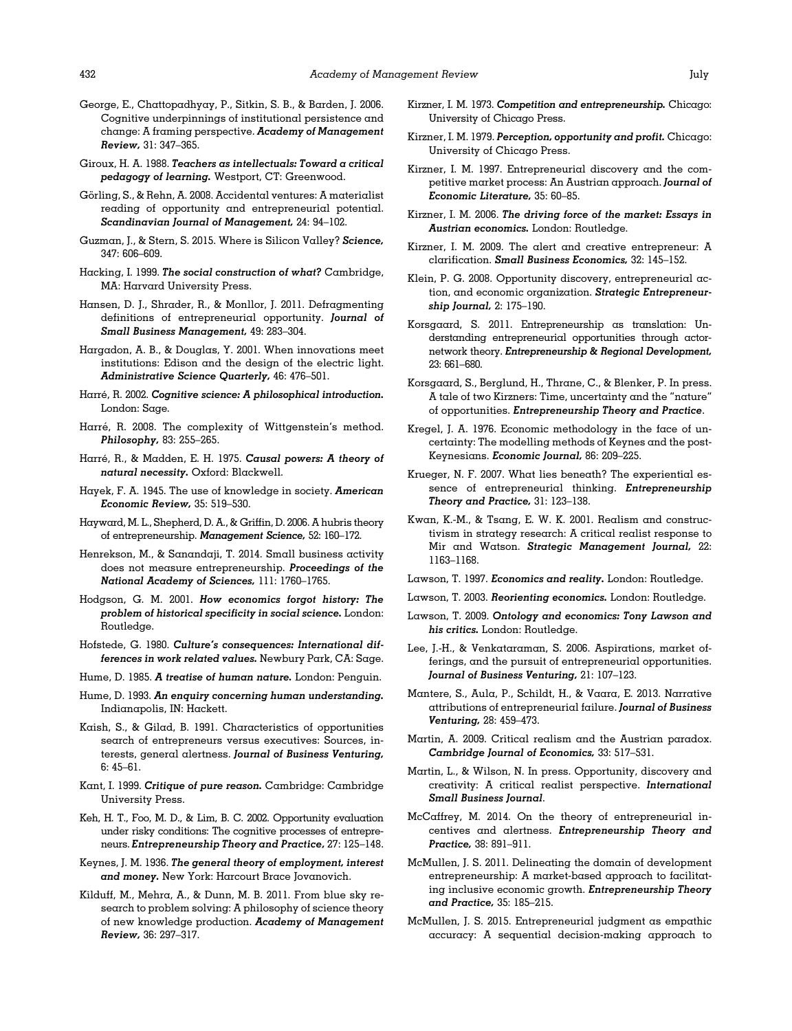George, E., Chattopadhyay, P., Sitkin, S. B., & Barden, J. 2006. Cognitive underpinnings of institutional persistence and change: A framing perspective. ***Academy of Management Review,*** 31: 347–365.

Giroux, H. A. 1988. ***Teachers as intellectuals: Toward a critical pedagogy of learning.*** Westport, CT: Greenwood.

Görling, S., & Rehn, A. 2008. Accidental ventures: A materialist reading of opportunity and entrepreneurial potential. ***Scandinavian Journal of Management,*** 24: 94–102.

Guzman, J., & Stern, S. 2015. Where is Silicon Valley? ***Science,*** 347: 606–609.

Hacking, I. 1999. ***The social construction of what?*** Cambridge, MA: Harvard University Press.

Hansen, D. J., Shrader, R., & Monllor, J. 2011. Defragmenting definitions of entrepreneurial opportunity. ***Journal of Small Business Management,*** 49: 283–304.

Hargadon, A. B., & Douglas, Y. 2001. When innovations meet institutions: Edison and the design of the electric light. ***Administrative Science Quarterly,*** 46: 476–501.

Harré, R. 2002. ***Cognitive science: A philosophical introduction.*** London: Sage.

Harré, R. 2008. The complexity of Wittgenstein's method. ***Philosophy,*** 83: 255–265.

Harré, R., & Madden, E. H. 1975. ***Causal powers: A theory of natural necessity.*** Oxford: Blackwell.

Hayek, F. A. 1945. The use of knowledge in society. ***American Economic Review,*** 35: 519–530.

Hayward, M. L., Shepherd, D. A., & Griffin, D. 2006. A hubris theory of entrepreneurship. ***Management Science,*** 52: 160–172.

Henrekson, M., & Sanandaji, T. 2014. Small business activity does not measure entrepreneurship. ***Proceedings of the National Academy of Sciences,*** 111: 1760–1765.

Hodgson, G. M. 2001. ***How economics forgot history: The problem of historical specificity in social science.*** London: Routledge.

Hofstede, G. 1980. ***Culture's consequences: International differences in work related values.*** Newbury Park, CA: Sage.

Hume, D. 1985. ***A treatise of human nature.*** London: Penguin.

Hume, D. 1993. ***An enquiry concerning human understanding.*** Indianapolis, IN: Hackett.

Kaish, S., & Gilad, B. 1991. Characteristics of opportunities search of entrepreneurs versus executives: Sources, interests, general alertness. ***Journal of Business Venturing,*** 6: 45–61.

Kant, I. 1999. ***Critique of pure reason.*** Cambridge: Cambridge University Press.

Keh, H. T., Foo, M. D., & Lim, B. C. 2002. Opportunity evaluation under risky conditions: The cognitive processes of entrepreneurs. ***Entrepreneurship Theory and Practice,*** 27: 125–148.

Keynes, J. M. 1936. ***The general theory of employment, interest and money.*** New York: Harcourt Brace Jovanovich.

Kilduff, M., Mehra, A., & Dunn, M. B. 2011. From blue sky research to problem solving: A philosophy of science theory of new knowledge production. ***Academy of Management Review,*** 36: 297–317.

Kirzner, I. M. 1973. ***Competition and entrepreneurship.*** Chicago: University of Chicago Press.

Kirzner, I. M. 1979. ***Perception, opportunity and profit.*** Chicago: University of Chicago Press.

Kirzner, I. M. 1997. Entrepreneurial discovery and the competitive market process: An Austrian approach. ***Journal of Economic Literature,*** 35: 60–85.

Kirzner, I. M. 2006. ***The driving force of the market: Essays in Austrian economics.*** London: Routledge.

Kirzner, I. M. 2009. The alert and creative entrepreneur: A clarification. ***Small Business Economics,*** 32: 145–152.

Klein, P. G. 2008. Opportunity discovery, entrepreneurial action, and economic organization. ***Strategic Entrepreneurship Journal,*** 2: 175–190.

Korsgaard, S. 2011. Entrepreneurship as translation: Understanding entrepreneurial opportunities through actor-network theory. ***Entrepreneurship & Regional Development,*** 23: 661–680.

Korsgaard, S., Berglund, H., Thrane, C., & Blenker, P. In press. A tale of two Kirzners: Time, uncertainty and the "nature" of opportunities. ***Entrepreneurship Theory and Practice.***

Kregel, J. A. 1976. Economic methodology in the face of uncertainty: The modelling methods of Keynes and the post-Keynesians. ***Economic Journal,*** 86: 209–225.

Krueger, N. F. 2007. What lies beneath? The experiential essence of entrepreneurial thinking. ***Entrepreneurship Theory and Practice,*** 31: 123–138.

Kwan, K.-M., & Tsang, E. W. K. 2001. Realism and constructivism in strategy research: A critical realist response to Mir and Watson. ***Strategic Management Journal,*** 22: 1163–1168.

Lawson, T. 1997. ***Economics and reality.*** London: Routledge.

Lawson, T. 2003. ***Reorienting economics.*** London: Routledge.

Lawson, T. 2009. ***Ontology and economics: Tony Lawson and his critics.*** London: Routledge.

Lee, J.-H., & Venkataraman, S. 2006. Aspirations, market offerings, and the pursuit of entrepreneurial opportunities. ***Journal of Business Venturing,*** 21: 107–123.

Mantere, S., Aula, P., Schildt, H., & Vaara, E. 2013. Narrative attributions of entrepreneurial failure. ***Journal of Business Venturing,*** 28: 459–473.

Martin, A. 2009. Critical realism and the Austrian paradox. ***Cambridge Journal of Economics,*** 33: 517–531.

Martin, L., & Wilson, N. In press. Opportunity, discovery and creativity: A critical realist perspective. ***International Small Business Journal.***

McCaffrey, M. 2014. On the theory of entrepreneurial incentives and alertness. ***Entrepreneurship Theory and Practice,*** 38: 891–911.

McMullen, J. S. 2011. Delineating the domain of development entrepreneurship: A market-based approach to facilitating inclusive economic growth. ***Entrepreneurship Theory and Practice,*** 35: 185–215.

McMullen, J. S. 2015. Entrepreneurial judgment as empathic accuracy: A sequential decision-making approach to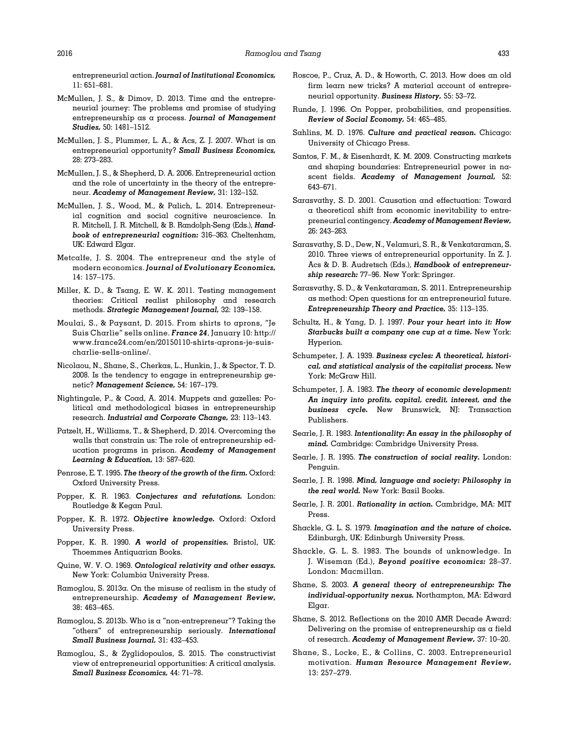entrepreneurial action. ***Journal of Institutional Economics,*** 11: 651–681.

McMullen, J. S., & Dimov, D. 2013. Time and the entrepreneurial journey: The problems and promise of studying entrepreneurship as a process. ***Journal of Management Studies,*** 50: 1481–1512.

McMullen, J. S., Plummer, L. A., & Acs, Z. J. 2007. What is an entrepreneurial opportunity? ***Small Business Economics,*** 28: 273–283.

McMullen, J. S., & Shepherd, D. A. 2006. Entrepreneurial action and the role of uncertainty in the theory of the entrepreneur. ***Academy of Management Review,*** 31: 132–152.

McMullen, J. S., Wood, M., & Palich, L. 2014. Entrepreneurial cognition and social cognitive neuroscience. In R. Mitchell, J. R. Mitchell, & B. Randolph-Seng (Eds.), ***Handbook of entrepreneurial cognition:*** 316–363. Cheltenham, UK: Edward Elgar.

Metcalfe, J. S. 2004. The entrepreneur and the style of modern economics. ***Journal of Evolutionary Economics,*** 14: 157–175.

Miller, K. D., & Tsang, E. W. K. 2011. Testing management theories: Critical realist philosophy and research methods. ***Strategic Management Journal,*** 32: 139–158.

Moulai, S., & Paysant, D. 2015. From shirts to aprons, "Je Suis Charlie" sells online. ***France 24***, January 10: http://www.france24.com/en/20150110-shirts-aprons-je-suis-charlie-sells-online/.

Nicolaou, N., Shane, S., Cherkas, L., Hunkin, J., & Spector, T. D. 2008. Is the tendency to engage in entrepreneurship genetic? ***Management Science,*** 54: 167–179.

Nightingale, P., & Coad, A. 2014. Muppets and gazelles: Political and methodological biases in entrepreneurship research. ***Industrial and Corporate Change,*** 23: 113–143.

Patzelt, H., Williams, T., & Shepherd, D. 2014. Overcoming the walls that constrain us: The role of entrepreneurship education programs in prison. ***Academy of Management Learning & Education,*** 13: 587–620.

Penrose, E. T. 1995. ***The theory of the growth of the firm.*** Oxford: Oxford University Press.

Popper, K. R. 1963. ***Conjectures and refutations.*** London: Routledge & Kegan Paul.

Popper, K. R. 1972. ***Objective knowledge.*** Oxford: Oxford University Press.

Popper, K. R. 1990. ***A world of propensities.*** Bristol, UK: Thoemmes Antiquarian Books.

Quine, W. V. O. 1969. ***Ontological relativity and other essays.*** New York: Columbia University Press.

Ramoglou, S. 2013a. On the misuse of realism in the study of entrepreneurship. ***Academy of Management Review,*** 38: 463–465.

Ramoglou, S. 2013b. Who is a "non-entrepreneur"? Taking the "others" of entrepreneurship seriously. ***International Small Business Journal,*** 31: 432–453.

Ramoglou, S., & Zyglidopoulos, S. 2015. The constructivist view of entrepreneurial opportunities: A critical analysis. ***Small Business Economics,*** 44: 71–78.

Roscoe, P., Cruz, A. D., & Howorth, C. 2013. How does an old firm learn new tricks? A material account of entrepreneurial opportunity. ***Business History,*** 55: 53–72.

Runde, J. 1996. On Popper, probabilities, and propensities. ***Review of Social Economy,*** 54: 465–485.

Sahlins, M. D. 1976. ***Culture and practical reason.*** Chicago: University of Chicago Press.

Santos, F. M., & Eisenhardt, K. M. 2009. Constructing markets and shaping boundaries: Entrepreneurial power in nascent fields. ***Academy of Management Journal,*** 52: 643–671.

Sarasvathy, S. D. 2001. Causation and effectuation: Toward a theoretical shift from economic inevitability to entrepreneurial contingency. ***Academy of Management Review,*** 26: 243–263.

Sarasvathy, S. D., Dew, N., Velamuri, S. R., & Venkataraman, S. 2010. Three views of entrepreneurial opportunity. In Z. J. Acs & D. B. Audretsch (Eds.), ***Handbook of entrepreneurship research:*** 77–96. New York: Springer.

Sarasvathy, S. D., & Venkataraman, S. 2011. Entrepreneurship as method: Open questions for an entrepreneurial future. ***Entrepreneurship Theory and Practice,*** 35: 113–135.

Schultz, H., & Yang, D. J. 1997. ***Pour your heart into it: How Starbucks built a company one cup at a time.*** New York: Hyperion.

Schumpeter, J. A. 1939. ***Business cycles: A theoretical, historical, and statistical analysis of the capitalist process.*** New York: McGraw Hill.

Schumpeter, J. A. 1983. ***The theory of economic development: An inquiry into profits, capital, credit, interest, and the business cycle.*** New Brunswick, NJ: Transaction Publishers.

Searle, J. R. 1983. ***Intentionality: An essay in the philosophy of mind.*** Cambridge: Cambridge University Press.

Searle, J. R. 1995. ***The construction of social reality.*** London: Penguin.

Searle, J. R. 1998. ***Mind, language and society: Philosophy in the real world.*** New York: Basil Books.

Searle, J. R. 2001. ***Rationality in action.*** Cambridge, MA: MIT Press.

Shackle, G. L. S. 1979. ***Imagination and the nature of choice.*** Edinburgh, UK: Edinburgh University Press.

Shackle, G. L. S. 1983. The bounds of unknowledge. In J. Wiseman (Ed.), ***Beyond positive economics:*** 28–37. London: Macmillan.

Shane, S. 2003. ***A general theory of entrepreneurship: The individual-opportunity nexus.*** Northampton, MA: Edward Elgar.

Shane, S. 2012. Reflections on the 2010 AMR Decade Award: Delivering on the promise of entrepreneurship as a field of research. ***Academy of Management Review,*** 37: 10–20.

Shane, S., Locke, E., & Collins, C. 2003. Entrepreneurial motivation. ***Human Resource Management Review,*** 13: 257–279.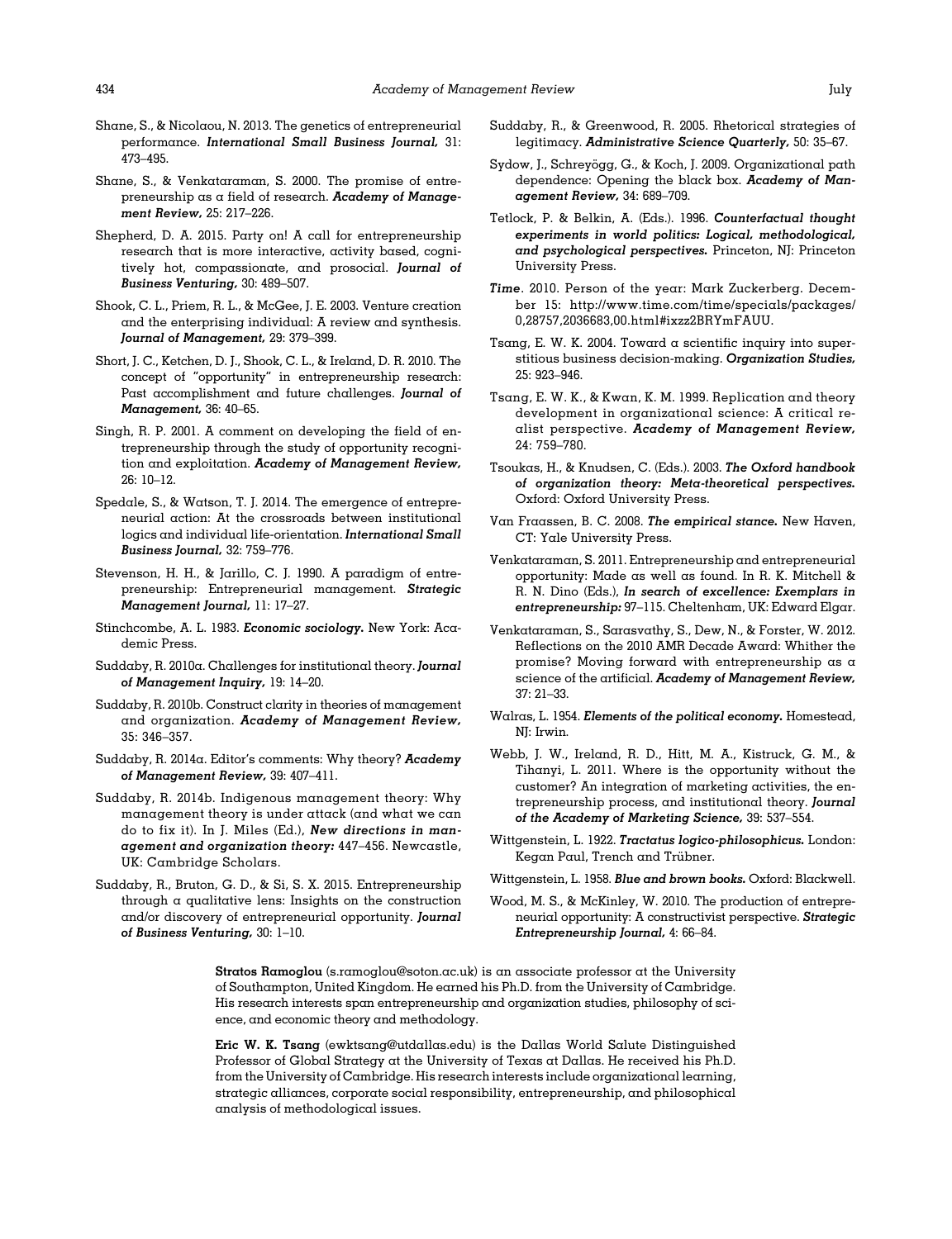Shane, S., & Nicolaou, N. 2013. The genetics of entrepreneurial performance. ***International Small Business Journal,*** 31: 473–495.

Shane, S., & Venkataraman, S. 2000. The promise of entrepreneurship as a field of research. ***Academy of Management Review,*** 25: 217–226.

Shepherd, D. A. 2015. Party on! A call for entrepreneurship research that is more interactive, activity based, cognitively hot, compassionate, and prosocial. ***Journal of Business Venturing,*** 30: 489–507.

Shook, C. L., Priem, R. L., & McGee, J. E. 2003. Venture creation and the enterprising individual: A review and synthesis. ***Journal of Management,*** 29: 379–399.

Short, J. C., Ketchen, D. J., Shook, C. L., & Ireland, D. R. 2010. The concept of "opportunity" in entrepreneurship research: Past accomplishment and future challenges. ***Journal of Management,*** 36: 40–65.

Singh, R. P. 2001. A comment on developing the field of entrepreneurship through the study of opportunity recognition and exploitation. ***Academy of Management Review,*** 26: 10–12.

Spedale, S., & Watson, T. J. 2014. The emergence of entrepreneurial action: At the crossroads between institutional logics and individual life-orientation. ***International Small Business Journal,*** 32: 759–776.

Stevenson, H. H., & Jarillo, C. J. 1990. A paradigm of entrepreneurship: Entrepreneurial management. ***Strategic Management Journal,*** 11: 17–27.

Stinchcombe, A. L. 1983. ***Economic sociology.*** New York: Academic Press.

Suddaby, R. 2010a. Challenges for institutional theory. ***Journal of Management Inquiry,*** 19: 14–20.

Suddaby, R. 2010b. Construct clarity in theories of management and organization. ***Academy of Management Review,*** 35: 346–357.

Suddaby, R. 2014a. Editor's comments: Why theory? ***Academy of Management Review,*** 39: 407–411.

Suddaby, R. 2014b. Indigenous management theory: Why management theory is under attack (and what we can do to fix it). In J. Miles (Ed.), ***New directions in management and organization theory:*** 447–456. Newcastle, UK: Cambridge Scholars.

Suddaby, R., Bruton, G. D., & Si, S. X. 2015. Entrepreneurship through a qualitative lens: Insights on the construction and/or discovery of entrepreneurial opportunity. ***Journal of Business Venturing,*** 30: 1–10.

Suddaby, R., & Greenwood, R. 2005. Rhetorical strategies of legitimacy. ***Administrative Science Quarterly,*** 50: 35–67.

Sydow, J., Schreyögg, G., & Koch, J. 2009. Organizational path dependence: Opening the black box. ***Academy of Management Review,*** 34: 689–709.

Tetlock, P. & Belkin, A. (Eds.). 1996. ***Counterfactual thought experiments in world politics: Logical, methodological, and psychological perspectives.*** Princeton, NJ: Princeton University Press.

***Time***. 2010. Person of the year: Mark Zuckerberg. December 15: http://www.time.com/time/specials/packages/0,28757,2036683,00.html#ixzz2BRYmFAUU.

Tsang, E. W. K. 2004. Toward a scientific inquiry into superstitious business decision-making. ***Organization Studies,*** 25: 923–946.

Tsang, E. W. K., & Kwan, K. M. 1999. Replication and theory development in organizational science: A critical realist perspective. ***Academy of Management Review,*** 24: 759–780.

Tsoukas, H., & Knudsen, C. (Eds.). 2003. ***The Oxford handbook of organization theory: Meta-theoretical perspectives.*** Oxford: Oxford University Press.

Van Fraassen, B. C. 2008. ***The empirical stance.*** New Haven, CT: Yale University Press.

Venkataraman, S. 2011. Entrepreneurship and entrepreneurial opportunity: Made as well as found. In R. K. Mitchell & R. N. Dino (Eds.), ***In search of excellence: Exemplars in entrepreneurship:*** 97–115. Cheltenham, UK: Edward Elgar.

Venkataraman, S., Sarasvathy, S., Dew, N., & Forster, W. 2012. Reflections on the 2010 AMR Decade Award: Whither the promise? Moving forward with entrepreneurship as a science of the artificial. ***Academy of Management Review,*** 37: 21–33.

Walras, L. 1954. ***Elements of the political economy.*** Homestead, NJ: Irwin.

Webb, J. W., Ireland, R. D., Hitt, M. A., Kistruck, G. M., & Tihanyi, L. 2011. Where is the opportunity without the customer? An integration of marketing activities, the entrepreneurship process, and institutional theory. ***Journal of the Academy of Marketing Science,*** 39: 537–554.

Wittgenstein, L. 1922. ***Tractatus logico-philosophicus.*** London: Kegan Paul, Trench and Trübner.

Wittgenstein, L. 1958. ***Blue and brown books.*** Oxford: Blackwell.

Wood, M. S., & McKinley, W. 2010. The production of entrepreneurial opportunity: A constructivist perspective. ***Strategic Entrepreneurship Journal,*** 4: 66–84.

**Stratos Ramoglou** (s.ramoglou@soton.ac.uk) is an associate professor at the University of Southampton, United Kingdom. He earned his Ph.D. from the University of Cambridge. His research interests span entrepreneurship and organization studies, philosophy of science, and economic theory and methodology.

**Eric W. K. Tsang** (ewktsang@utdallas.edu) is the Dallas World Salute Distinguished Professor of Global Strategy at the University of Texas at Dallas. He received his Ph.D. from the University of Cambridge. His research interests include organizational learning, strategic alliances, corporate social responsibility, entrepreneurship, and philosophical analysis of methodological issues.